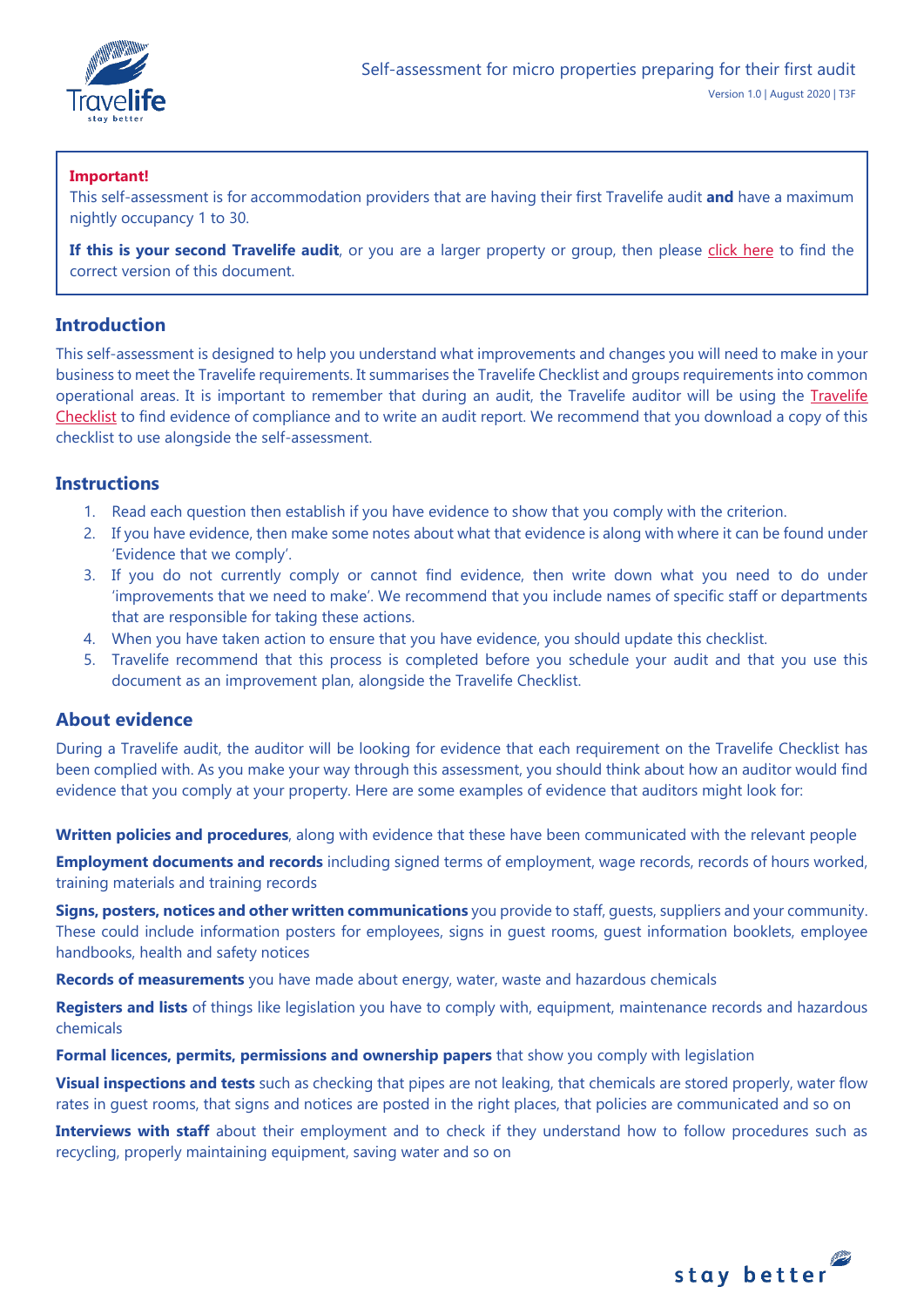# Self-assessment for micro properties preparing for their first audit

Version 1.0 | August 2020 | T3F

**Important!**

This self-assessment is for accommodation providers that are having their first Travelife audit **and** have a maximum nightly occupancy 1 to 30.

**If this is your second Travelife audit**, or you are a larger property or group, then please click here to find the correct version of this document.

## Introduction

This self-assessment is designed to help you understand what improvements and changes you will need to make in your business to meet the Travelife requirements. It summarises the Travelife Checklist and groups requirements into common operational areas. It is important to remember that during an audit, the Travelife auditor will be using the Travelife Checklist to find evidence of compliance and to write an audit report. We recommend that you download a copy of this checklist to use alongside the self-assessment.

## Instructions

1. Read each question then establish if you have evidence to show that you comply with the criterion.
2. If you have evidence, then make some notes about what that evidence is along with where it can be found under 'Evidence that we comply'.
3. If you do not currently comply or cannot find evidence, then write down what you need to do under 'improvements that we need to make'. We recommend that you include names of specific staff or departments that are responsible for taking these actions.
4. When you have taken action to ensure that you have evidence, you should update this checklist.
5. Travelife recommend that this process is completed before you schedule your audit and that you use this document as an improvement plan, alongside the Travelife Checklist.

## About evidence

During a Travelife audit, the auditor will be looking for evidence that each requirement on the Travelife Checklist has been complied with. As you make your way through this assessment, you should think about how an auditor would find evidence that you comply at your property. Here are some examples of evidence that auditors might look for:

**Written policies and procedures**, along with evidence that these have been communicated with the relevant people

**Employment documents and records** including signed terms of employment, wage records, records of hours worked, training materials and training records

**Signs, posters, notices and other written communications** you provide to staff, guests, suppliers and your community. These could include information posters for employees, signs in guest rooms, guest information booklets, employee handbooks, health and safety notices

**Records of measurements** you have made about energy, water, waste and hazardous chemicals

**Registers and lists** of things like legislation you have to comply with, equipment, maintenance records and hazardous chemicals

**Formal licences, permits, permissions and ownership papers** that show you comply with legislation

**Visual inspections and tests** such as checking that pipes are not leaking, that chemicals are stored properly, water flow rates in guest rooms, that signs and notices are posted in the right places, that policies are communicated and so on

**Interviews with staff** about their employment and to check if they understand how to follow procedures such as recycling, properly maintaining equipment, saving water and so on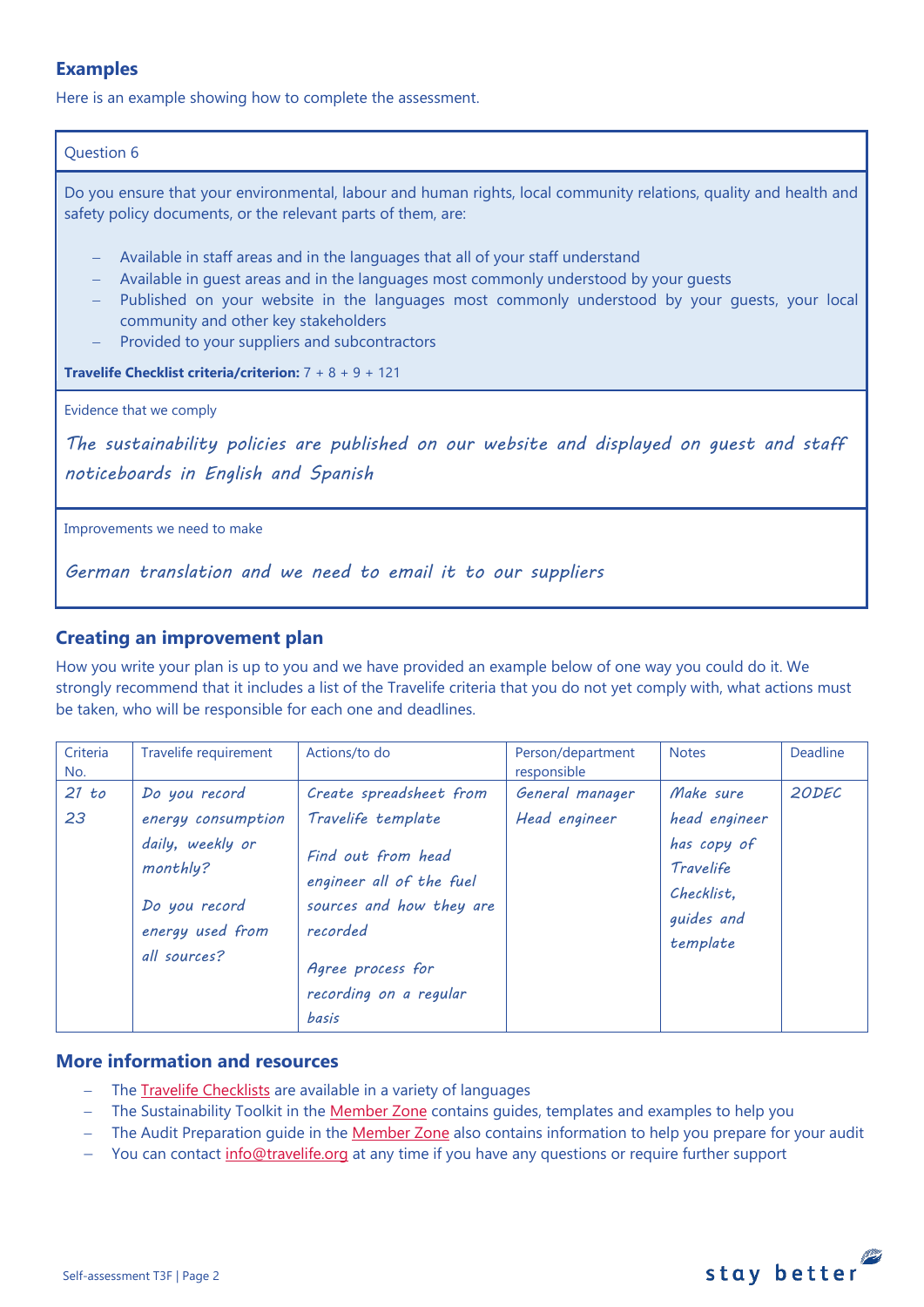## Examples

Here is an example showing how to complete the assessment.

| Question 6 |
|---|
| Do you ensure that your environmental, labour and human rights, local community relations, quality and health and safety policy documents, or the relevant parts of them, are:<br>– Available in staff areas and in the languages that all of your staff understand<br>– Available in guest areas and in the languages most commonly understood by your guests<br>– Published on your website in the languages most commonly understood by your guests, your local community and other key stakeholders<br>– Provided to your suppliers and subcontractors<br>**Travelife Checklist criteria/criterion:** 7 + 8 + 9 + 121 |
| Evidence that we comply<br>*The sustainability policies are published on our website and displayed on guest and staff noticeboards in English and Spanish* |
| Improvements we need to make<br>*German translation and we need to email it to our suppliers* |

## Creating an improvement plan

How you write your plan is up to you and we have provided an example below of one way you could do it. We strongly recommend that it includes a list of the Travelife criteria that you do not yet comply with, what actions must be taken, who will be responsible for each one and deadlines.

| Criteria No. | Travelife requirement | Actions/to do | Person/department responsible | Notes | Deadline |
|---|---|---|---|---|---|
| *21 to 23* | *Do you record energy consumption daily, weekly or monthly?*<br>*Do you record energy used from all sources?* | *Create spreadsheet from Travelife template*<br>*Find out from head engineer all of the fuel sources and how they are recorded*<br>*Agree process for recording on a regular basis* | *General manager*<br>*Head engineer* | *Make sure head engineer has copy of Travelife Checklist, guides and template* | *20DEC* |

## More information and resources

- The Travelife Checklists are available in a variety of languages
- The Sustainability Toolkit in the Member Zone contains guides, templates and examples to help you
- The Audit Preparation guide in the Member Zone also contains information to help you prepare for your audit
- You can contact info@travelife.org at any time if you have any questions or require further support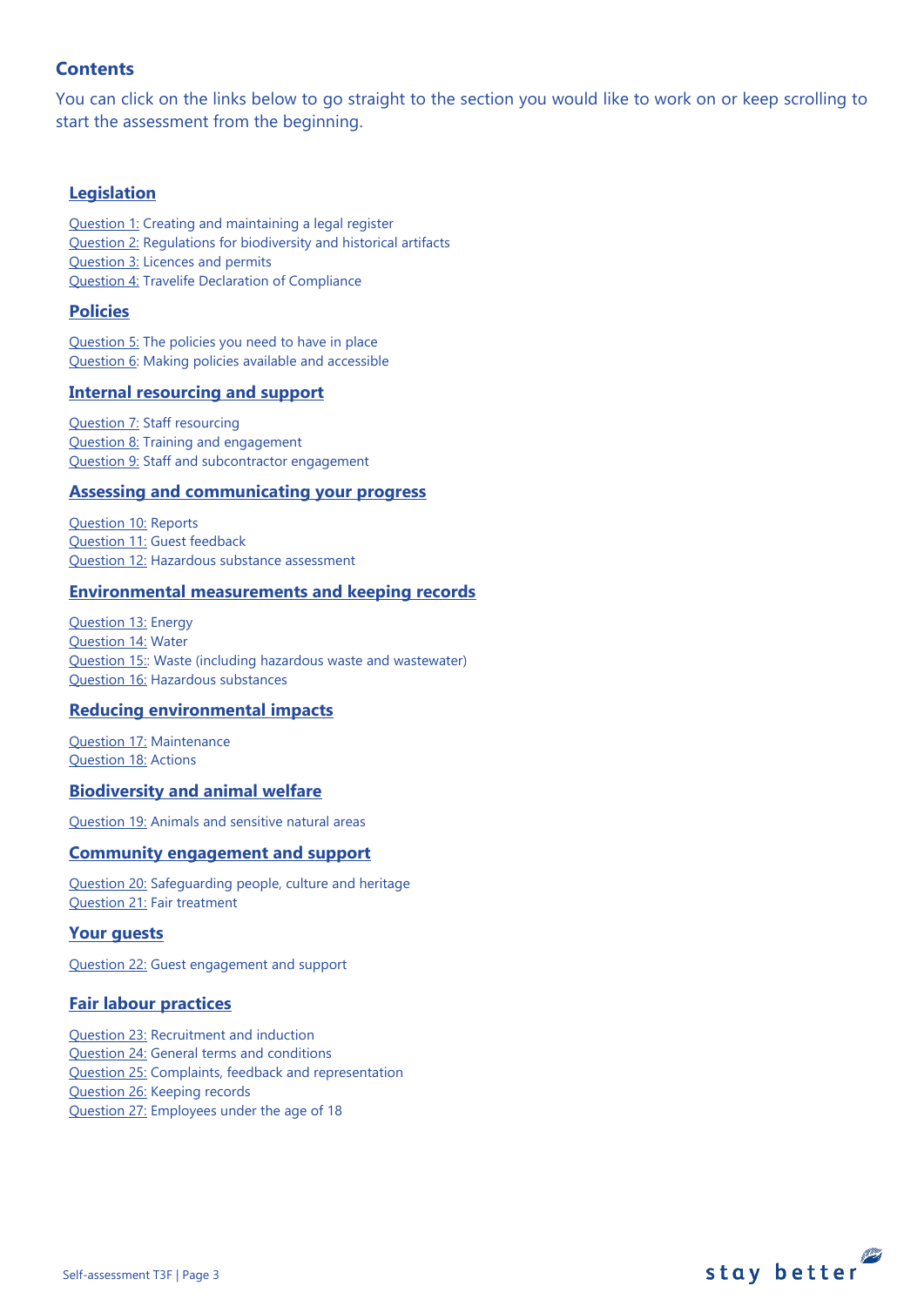## Contents

You can click on the links below to go straight to the section you would like to work on or keep scrolling to start the assessment from the beginning.

### Legislation

Question 1: Creating and maintaining a legal register
Question 2: Regulations for biodiversity and historical artifacts
Question 3: Licences and permits
Question 4: Travelife Declaration of Compliance

### Policies

Question 5: The policies you need to have in place
Question 6: Making policies available and accessible

### Internal resourcing and support

Question 7: Staff resourcing
Question 8: Training and engagement
Question 9: Staff and subcontractor engagement

### Assessing and communicating your progress

Question 10: Reports
Question 11: Guest feedback
Question 12: Hazardous substance assessment

### Environmental measurements and keeping records

Question 13: Energy
Question 14: Water
Question 15:: Waste (including hazardous waste and wastewater)
Question 16: Hazardous substances

### Reducing environmental impacts

Question 17: Maintenance
Question 18: Actions

### Biodiversity and animal welfare

Question 19: Animals and sensitive natural areas

### Community engagement and support

Question 20: Safeguarding people, culture and heritage
Question 21: Fair treatment

### Your guests

Question 22: Guest engagement and support

### Fair labour practices

Question 23: Recruitment and induction
Question 24: General terms and conditions
Question 25: Complaints, feedback and representation
Question 26: Keeping records
Question 27: Employees under the age of 18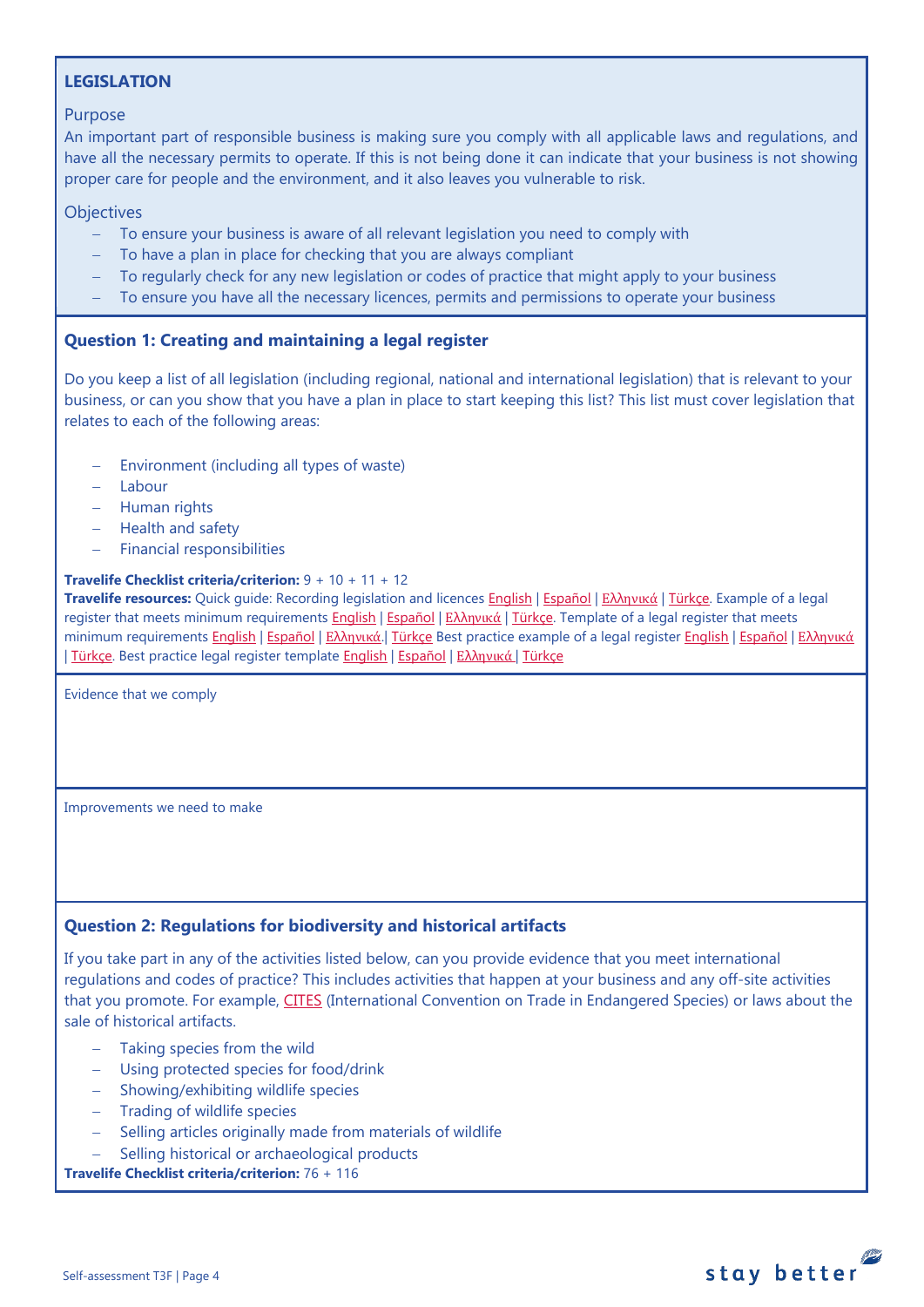## LEGISLATION

### Purpose

An important part of responsible business is making sure you comply with all applicable laws and regulations, and have all the necessary permits to operate. If this is not being done it can indicate that your business is not showing proper care for people and the environment, and it also leaves you vulnerable to risk.

### Objectives

- To ensure your business is aware of all relevant legislation you need to comply with
- To have a plan in place for checking that you are always compliant
- To regularly check for any new legislation or codes of practice that might apply to your business
- To ensure you have all the necessary licences, permits and permissions to operate your business

### Question 1: Creating and maintaining a legal register

Do you keep a list of all legislation (including regional, national and international legislation) that is relevant to your business, or can you show that you have a plan in place to start keeping this list? This list must cover legislation that relates to each of the following areas:

- Environment (including all types of waste)
- Labour
- Human rights
- Health and safety
- Financial responsibilities

**Travelife Checklist criteria/criterion:** 9 + 10 + 11 + 12
**Travelife resources:** Quick guide: Recording legislation and licences English | Español | Ελληνικά | Türkçe. Example of a legal register that meets minimum requirements English | Español | Ελληνικά | Türkçe. Template of a legal register that meets minimum requirements English | Español | Ελληνικά.| Türkçe Best practice example of a legal register English | Español | Ελληνικά | Türkçe. Best practice legal register template English | Español | Ελληνικά | Türkçe

Evidence that we comply

Improvements we need to make

### Question 2: Regulations for biodiversity and historical artifacts

If you take part in any of the activities listed below, can you provide evidence that you meet international regulations and codes of practice? This includes activities that happen at your business and any off-site activities that you promote. For example, CITES (International Convention on Trade in Endangered Species) or laws about the sale of historical artifacts.

- Taking species from the wild
- Using protected species for food/drink
- Showing/exhibiting wildlife species
- Trading of wildlife species
- Selling articles originally made from materials of wildlife
- Selling historical or archaeological products

**Travelife Checklist criteria/criterion:** 76 + 116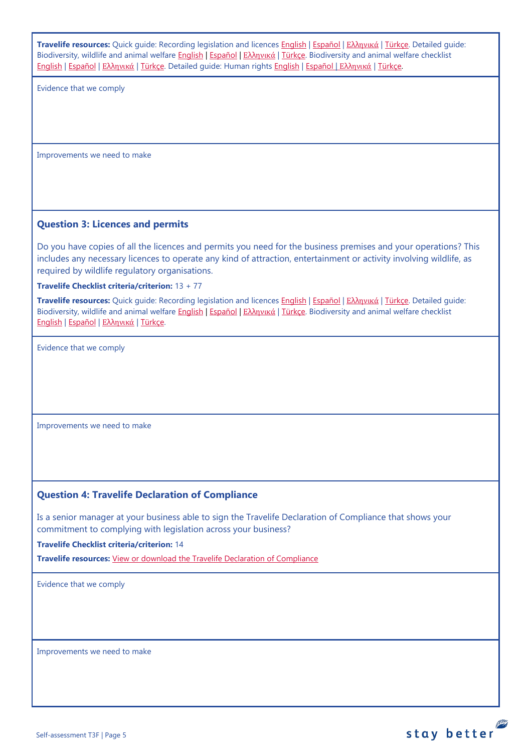**Travelife resources:** Quick guide: Recording legislation and licences English | Español | Ελληνικά | Türkçe. Detailed guide: Biodiversity, wildlife and animal welfare English | Español | Ελληνικά | Türkçe. Biodiversity and animal welfare checklist English | Español | Ελληνικά | Türkçe. Detailed guide: Human rights English | Español | Ελληνικά | Türkçe.

Evidence that we comply

Improvements we need to make

### Question 3: Licences and permits

Do you have copies of all the licences and permits you need for the business premises and your operations? This includes any necessary licences to operate any kind of attraction, entertainment or activity involving wildlife, as required by wildlife regulatory organisations.

**Travelife Checklist criteria/criterion:** 13 + 77

**Travelife resources:** Quick guide: Recording legislation and licences English | Español | Ελληνικά | Türkçe. Detailed guide: Biodiversity, wildlife and animal welfare English | Español | Ελληνικά | Türkçe. Biodiversity and animal welfare checklist English | Español | Ελληνικά | Türkçe.

Evidence that we comply

Improvements we need to make

### Question 4: Travelife Declaration of Compliance

Is a senior manager at your business able to sign the Travelife Declaration of Compliance that shows your commitment to complying with legislation across your business?

**Travelife Checklist criteria/criterion:** 14

**Travelife resources:** View or download the Travelife Declaration of Compliance

Evidence that we comply

Improvements we need to make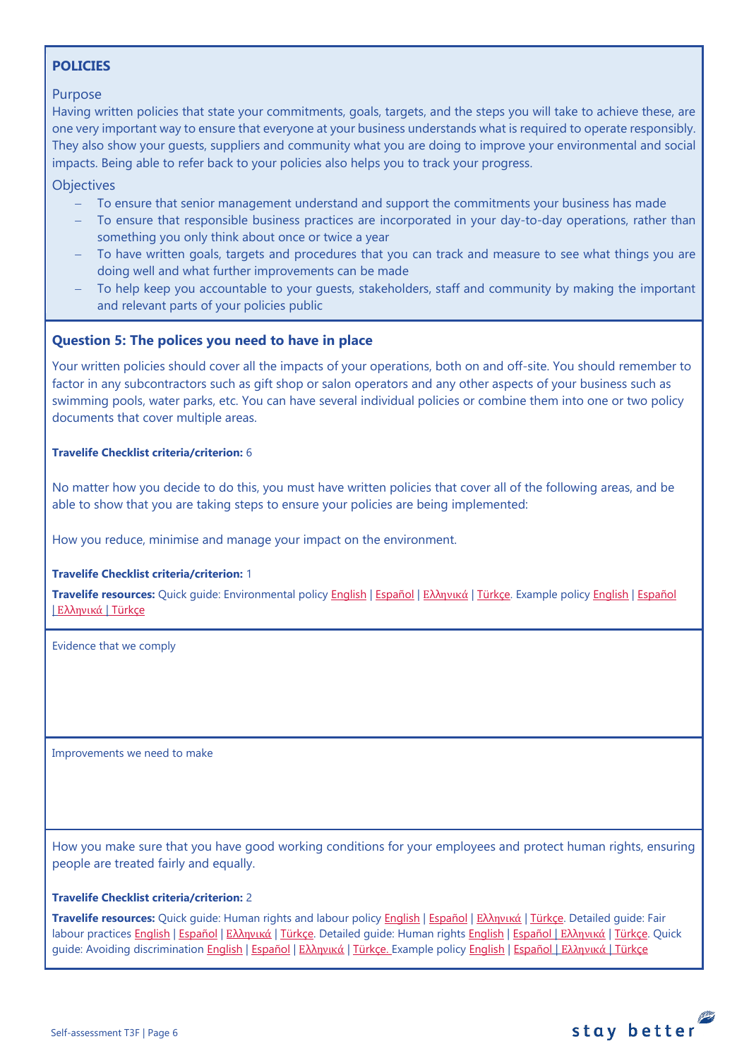## POLICIES

### Purpose

Having written policies that state your commitments, goals, targets, and the steps you will take to achieve these, are one very important way to ensure that everyone at your business understands what is required to operate responsibly. They also show your guests, suppliers and community what you are doing to improve your environmental and social impacts. Being able to refer back to your policies also helps you to track your progress.

### Objectives

- To ensure that senior management understand and support the commitments your business has made
- To ensure that responsible business practices are incorporated in your day-to-day operations, rather than something you only think about once or twice a year
- To have written goals, targets and procedures that you can track and measure to see what things you are doing well and what further improvements can be made
- To help keep you accountable to your guests, stakeholders, staff and community by making the important and relevant parts of your policies public

### Question 5: The polices you need to have in place

Your written policies should cover all the impacts of your operations, both on and off-site. You should remember to factor in any subcontractors such as gift shop or salon operators and any other aspects of your business such as swimming pools, water parks, etc. You can have several individual policies or combine them into one or two policy documents that cover multiple areas.

**Travelife Checklist criteria/criterion:** 6

No matter how you decide to do this, you must have written policies that cover all of the following areas, and be able to show that you are taking steps to ensure your policies are being implemented:

How you reduce, minimise and manage your impact on the environment.

**Travelife Checklist criteria/criterion:** 1

**Travelife resources:** Quick guide: Environmental policy English | Español | Ελληνικά | Türkçe. Example policy English | Español | Ελληνικά | Türkçe

Evidence that we comply

Improvements we need to make

How you make sure that you have good working conditions for your employees and protect human rights, ensuring people are treated fairly and equally.

**Travelife Checklist criteria/criterion:** 2

**Travelife resources:** Quick guide: Human rights and labour policy English | Español | Ελληνικά | Türkçe. Detailed guide: Fair labour practices English | Español | Ελληνικά | Türkçe. Detailed guide: Human rights English | Español | Ελληνικά | Türkçe. Quick guide: Avoiding discrimination English | Español | Ελληνικά | Türkçe. Example policy English | Español | Ελληνικά | Türkçe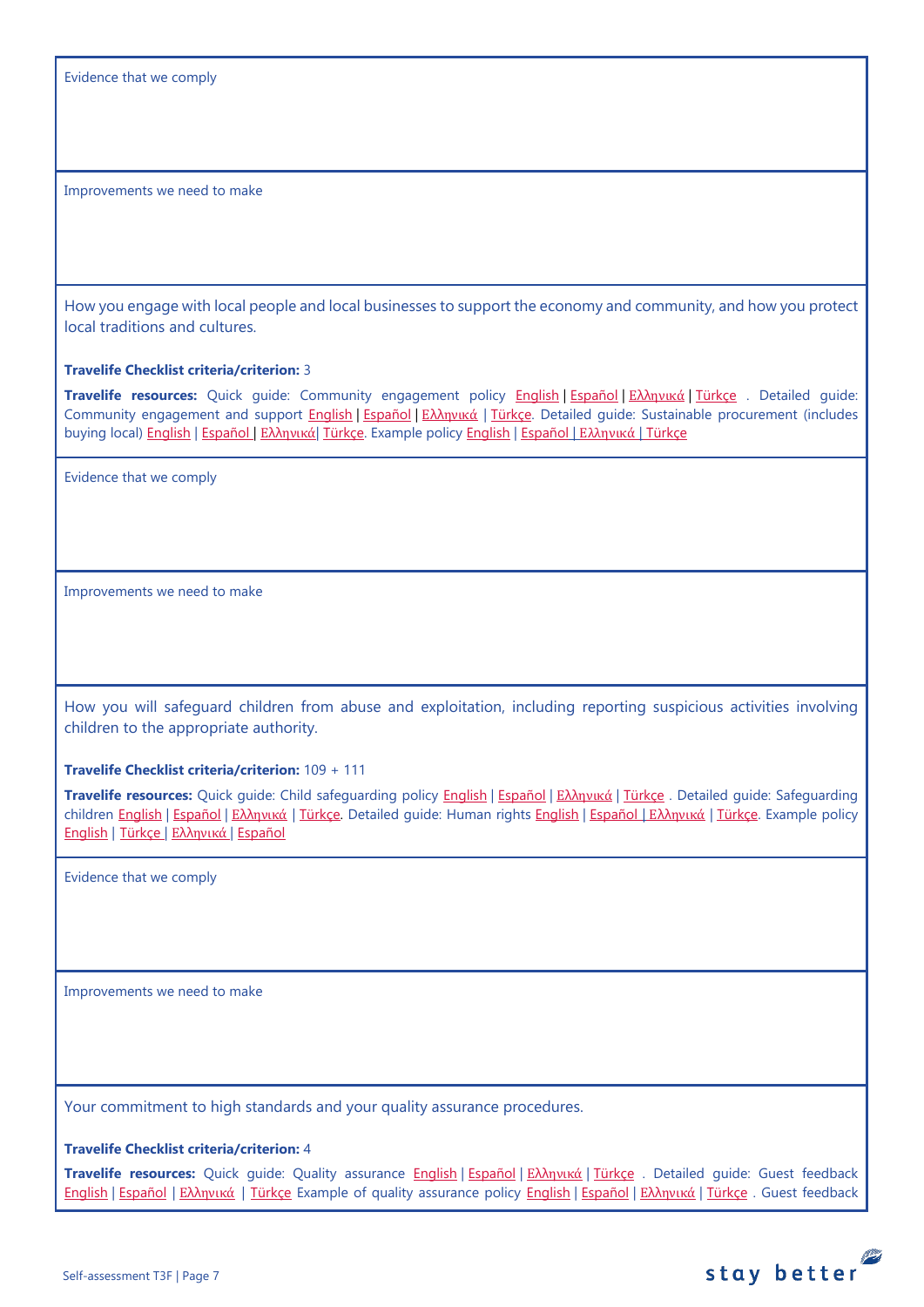Evidence that we comply

Improvements we need to make

How you engage with local people and local businesses to support the economy and community, and how you protect local traditions and cultures.

**Travelife Checklist criteria/criterion:** 3

**Travelife resources:** Quick guide: Community engagement policy English | Español | Ελληνικά | Türkçe . Detailed guide: Community engagement and support English | Español | Ελληνικά | Türkçe. Detailed guide: Sustainable procurement (includes buying local) English | Español | Ελληνικά| Türkçe. Example policy English | Español | Ελληνικά | Türkçe

Evidence that we comply

Improvements we need to make

How you will safeguard children from abuse and exploitation, including reporting suspicious activities involving children to the appropriate authority.

**Travelife Checklist criteria/criterion:** 109 + 111

**Travelife resources:** Quick guide: Child safeguarding policy English | Español | Ελληνικά | Türkçe . Detailed guide: Safeguarding children English | Español | Ελληνικά | Türkçe. Detailed guide: Human rights English | Español | Ελληνικά | Türkçe. Example policy English | Türkçe | Ελληνικά | Español

Evidence that we comply

Improvements we need to make

Your commitment to high standards and your quality assurance procedures.

**Travelife Checklist criteria/criterion:** 4

**Travelife resources:** Quick guide: Quality assurance English | Español | Ελληνικά | Türkçe . Detailed guide: Guest feedback English | Español | Ελληνικά | Türkçe Example of quality assurance policy English | Español | Ελληνικά | Türkçe . Guest feedback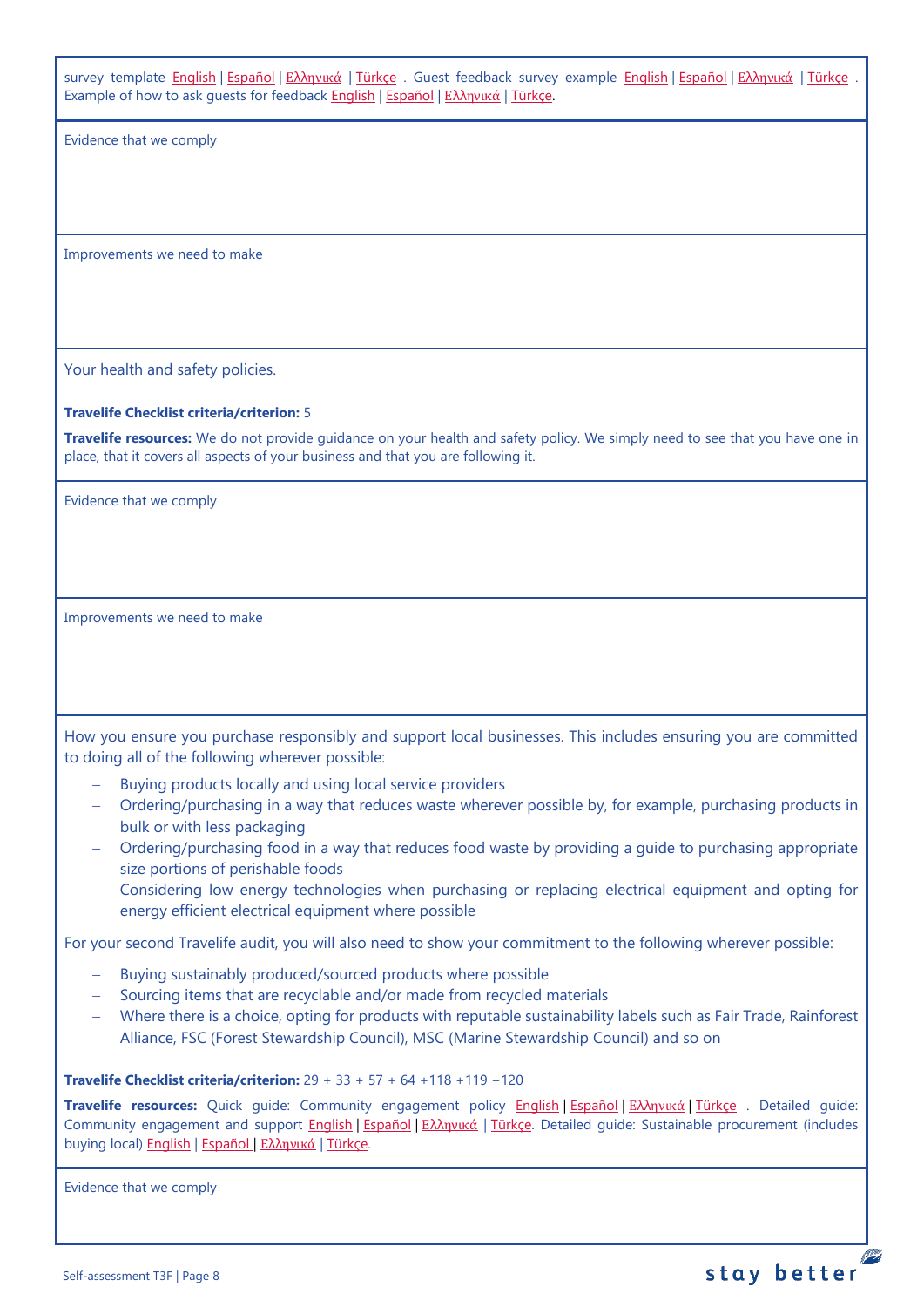survey template English | Español | Ελληνικά | Türkçe . Guest feedback survey example English | Español | Ελληνικά | Türkçe . Example of how to ask guests for feedback English | Español | Ελληνικά | Türkçe.

Evidence that we comply

Improvements we need to make

Your health and safety policies.

**Travelife Checklist criteria/criterion:** 5

**Travelife resources:** We do not provide guidance on your health and safety policy. We simply need to see that you have one in place, that it covers all aspects of your business and that you are following it.

Evidence that we comply

Improvements we need to make

How you ensure you purchase responsibly and support local businesses. This includes ensuring you are committed to doing all of the following wherever possible:

- Buying products locally and using local service providers
- Ordering/purchasing in a way that reduces waste wherever possible by, for example, purchasing products in bulk or with less packaging
- Ordering/purchasing food in a way that reduces food waste by providing a guide to purchasing appropriate size portions of perishable foods
- Considering low energy technologies when purchasing or replacing electrical equipment and opting for energy efficient electrical equipment where possible

For your second Travelife audit, you will also need to show your commitment to the following wherever possible:

- Buying sustainably produced/sourced products where possible
- Sourcing items that are recyclable and/or made from recycled materials
- Where there is a choice, opting for products with reputable sustainability labels such as Fair Trade, Rainforest Alliance, FSC (Forest Stewardship Council), MSC (Marine Stewardship Council) and so on

**Travelife Checklist criteria/criterion:** 29 + 33 + 57 + 64 +118 +119 +120

**Travelife resources:** Quick guide: Community engagement policy English | Español | Ελληνικά | Türkçe . Detailed guide: Community engagement and support English | Español | Ελληνικά | Türkçe. Detailed guide: Sustainable procurement (includes buying local) English | Español | Ελληνικά | Türkçe.

Evidence that we comply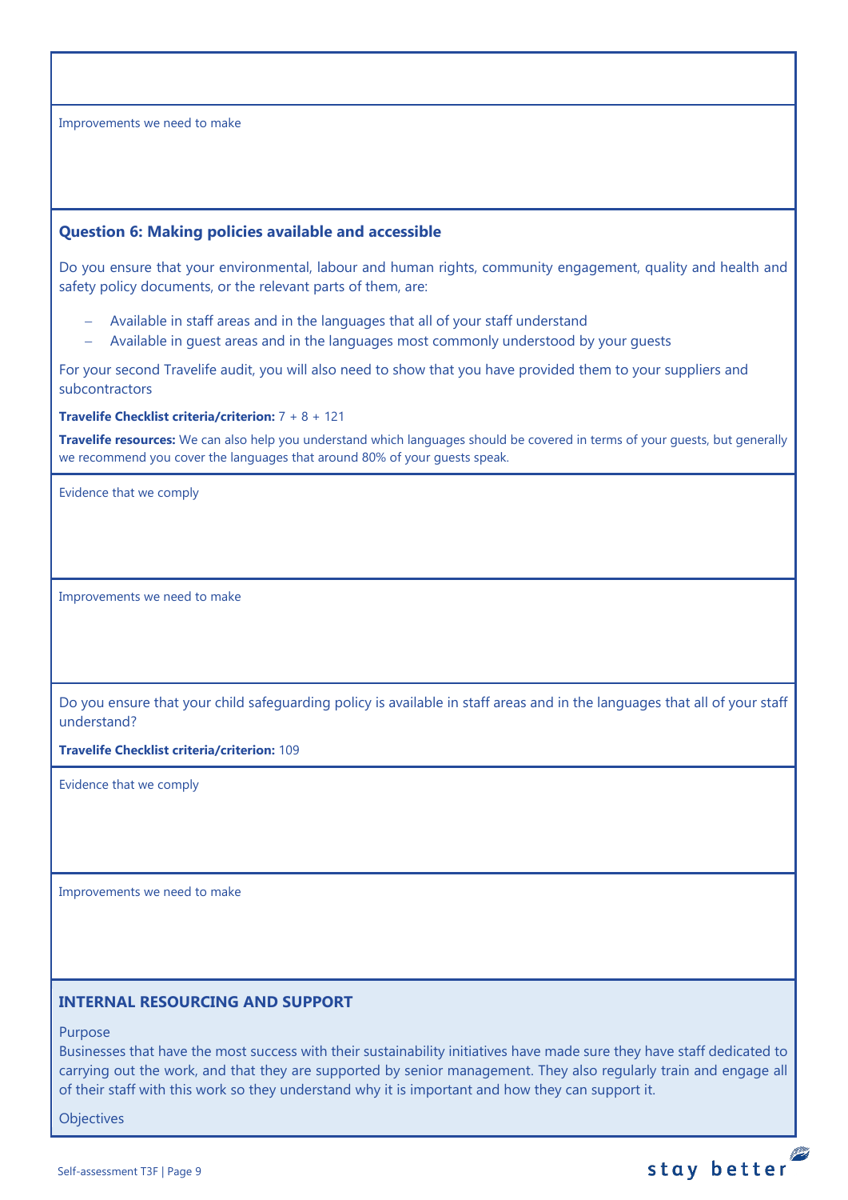Improvements we need to make

### Question 6: Making policies available and accessible

Do you ensure that your environmental, labour and human rights, community engagement, quality and health and safety policy documents, or the relevant parts of them, are:

- Available in staff areas and in the languages that all of your staff understand
- Available in guest areas and in the languages most commonly understood by your guests

For your second Travelife audit, you will also need to show that you have provided them to your suppliers and subcontractors

**Travelife Checklist criteria/criterion:** 7 + 8 + 121

**Travelife resources:** We can also help you understand which languages should be covered in terms of your guests, but generally we recommend you cover the languages that around 80% of your guests speak.

Evidence that we comply

Improvements we need to make

Do you ensure that your child safeguarding policy is available in staff areas and in the languages that all of your staff understand?

**Travelife Checklist criteria/criterion:** 109

Evidence that we comply

Improvements we need to make

## INTERNAL RESOURCING AND SUPPORT

Purpose

Businesses that have the most success with their sustainability initiatives have made sure they have staff dedicated to carrying out the work, and that they are supported by senior management. They also regularly train and engage all of their staff with this work so they understand why it is important and how they can support it.

Objectives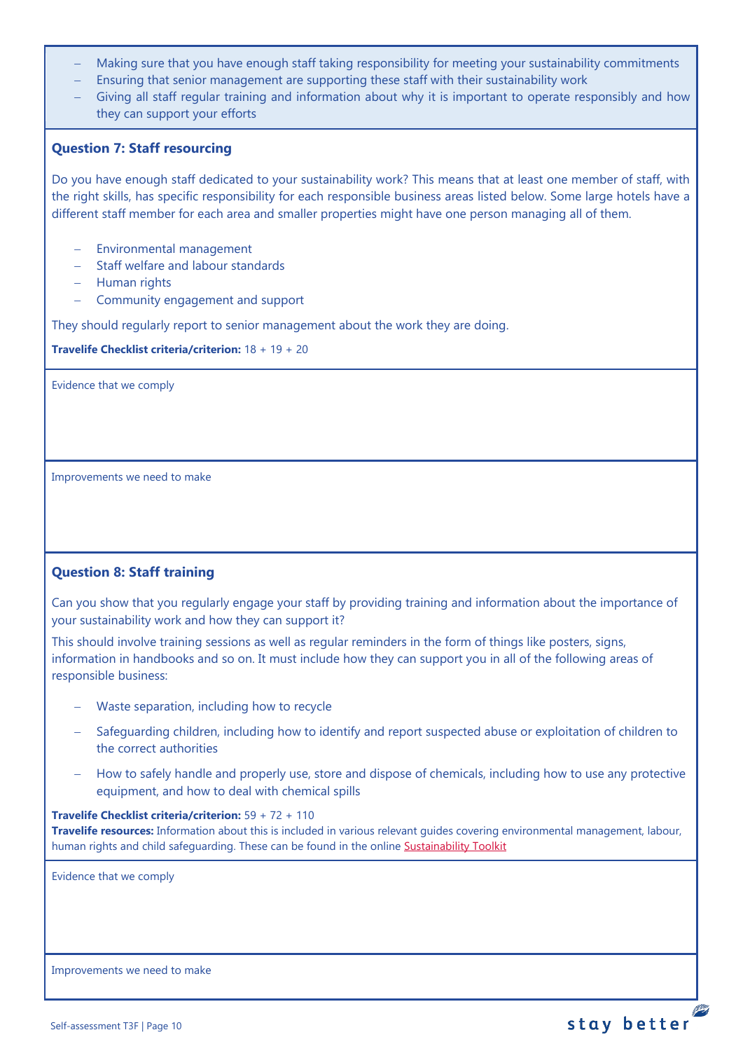- Making sure that you have enough staff taking responsibility for meeting your sustainability commitments
- Ensuring that senior management are supporting these staff with their sustainability work
- Giving all staff regular training and information about why it is important to operate responsibly and how they can support your efforts

### Question 7: Staff resourcing

Do you have enough staff dedicated to your sustainability work? This means that at least one member of staff, with the right skills, has specific responsibility for each responsible business areas listed below. Some large hotels have a different staff member for each area and smaller properties might have one person managing all of them.

- Environmental management
- Staff welfare and labour standards
- Human rights
- Community engagement and support

They should regularly report to senior management about the work they are doing.

**Travelife Checklist criteria/criterion:** 18 + 19 + 20

Evidence that we comply

Improvements we need to make

### Question 8: Staff training

Can you show that you regularly engage your staff by providing training and information about the importance of your sustainability work and how they can support it?

This should involve training sessions as well as regular reminders in the form of things like posters, signs, information in handbooks and so on. It must include how they can support you in all of the following areas of responsible business:

- Waste separation, including how to recycle
- Safeguarding children, including how to identify and report suspected abuse or exploitation of children to the correct authorities
- How to safely handle and properly use, store and dispose of chemicals, including how to use any protective equipment, and how to deal with chemical spills

**Travelife Checklist criteria/criterion:** 59 + 72 + 110
**Travelife resources:** Information about this is included in various relevant guides covering environmental management, labour, human rights and child safeguarding. These can be found in the online Sustainability Toolkit

Evidence that we comply

Improvements we need to make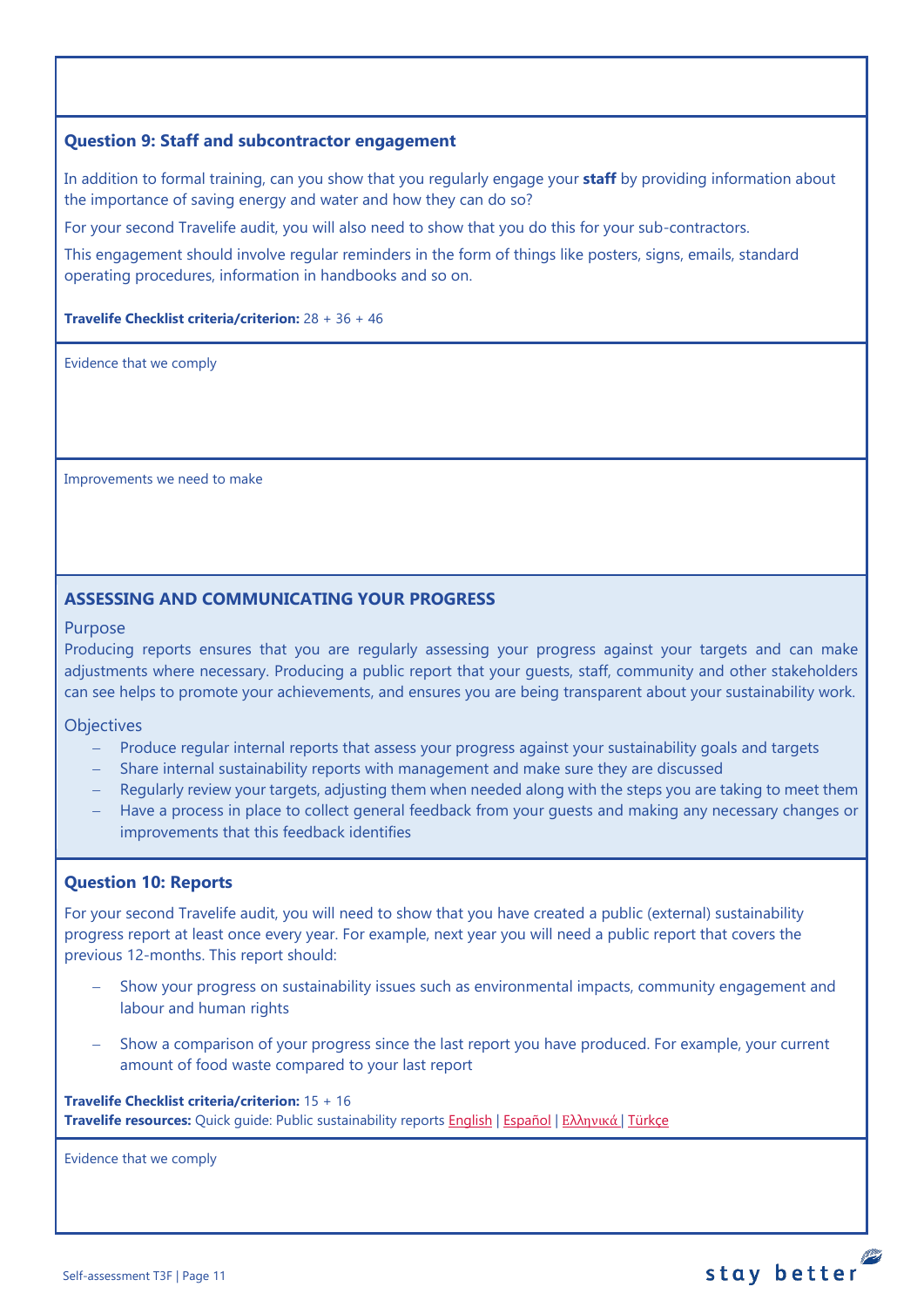### Question 9: Staff and subcontractor engagement

In addition to formal training, can you show that you regularly engage your **staff** by providing information about the importance of saving energy and water and how they can do so?

For your second Travelife audit, you will also need to show that you do this for your sub-contractors.

This engagement should involve regular reminders in the form of things like posters, signs, emails, standard operating procedures, information in handbooks and so on.

**Travelife Checklist criteria/criterion:** 28 + 36 + 46

Evidence that we comply

Improvements we need to make

## ASSESSING AND COMMUNICATING YOUR PROGRESS

Purpose

Producing reports ensures that you are regularly assessing your progress against your targets and can make adjustments where necessary. Producing a public report that your guests, staff, community and other stakeholders can see helps to promote your achievements, and ensures you are being transparent about your sustainability work.

Objectives

- Produce regular internal reports that assess your progress against your sustainability goals and targets
- Share internal sustainability reports with management and make sure they are discussed
- Regularly review your targets, adjusting them when needed along with the steps you are taking to meet them
- Have a process in place to collect general feedback from your guests and making any necessary changes or improvements that this feedback identifies

### Question 10: Reports

For your second Travelife audit, you will need to show that you have created a public (external) sustainability progress report at least once every year. For example, next year you will need a public report that covers the previous 12-months. This report should:

- Show your progress on sustainability issues such as environmental impacts, community engagement and labour and human rights
- Show a comparison of your progress since the last report you have produced. For example, your current amount of food waste compared to your last report

**Travelife Checklist criteria/criterion:** 15 + 16
**Travelife resources:** Quick guide: Public sustainability reports English | Español | Ελληνικά | Türkçe

Evidence that we comply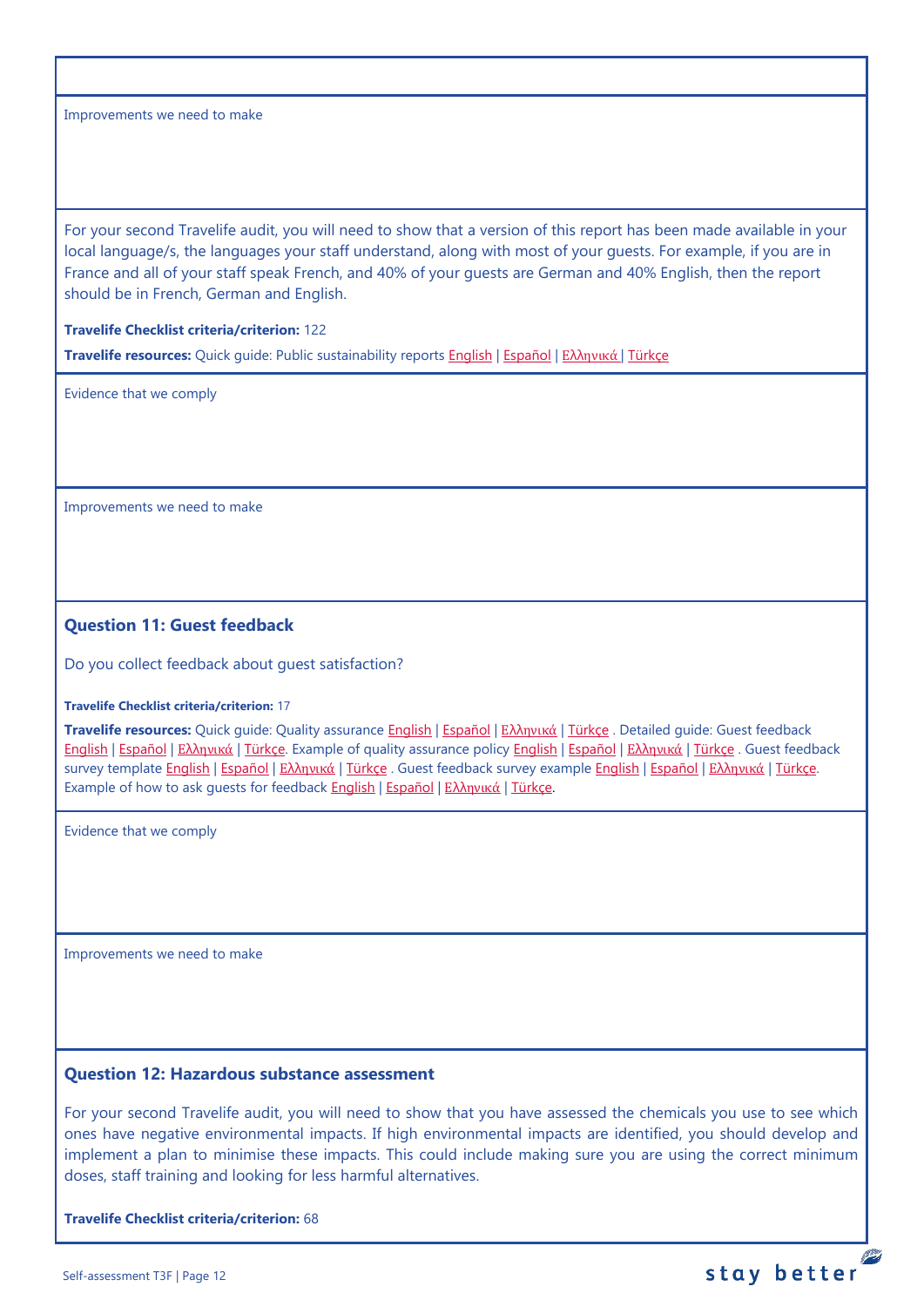Improvements we need to make

For your second Travelife audit, you will need to show that a version of this report has been made available in your local language/s, the languages your staff understand, along with most of your guests. For example, if you are in France and all of your staff speak French, and 40% of your guests are German and 40% English, then the report should be in French, German and English.

**Travelife Checklist criteria/criterion:** 122

**Travelife resources:** Quick guide: Public sustainability reports English | Español | Ελληνικά | Türkçe

Evidence that we comply

Improvements we need to make

### Question 11: Guest feedback

Do you collect feedback about guest satisfaction?

**Travelife Checklist criteria/criterion:** 17

**Travelife resources:** Quick guide: Quality assurance English | Español | Ελληνικά | Türkçe . Detailed guide: Guest feedback English | Español | Ελληνικά | Türkçe. Example of quality assurance policy English | Español | Ελληνικά | Türkçe . Guest feedback survey template English | Español | Ελληνικά | Türkçe . Guest feedback survey example English | Español | Ελληνικά | Türkçe. Example of how to ask guests for feedback English | Español | Ελληνικά | Türkçe.

Evidence that we comply

Improvements we need to make

### Question 12: Hazardous substance assessment

For your second Travelife audit, you will need to show that you have assessed the chemicals you use to see which ones have negative environmental impacts. If high environmental impacts are identified, you should develop and implement a plan to minimise these impacts. This could include making sure you are using the correct minimum doses, staff training and looking for less harmful alternatives.

**Travelife Checklist criteria/criterion:** 68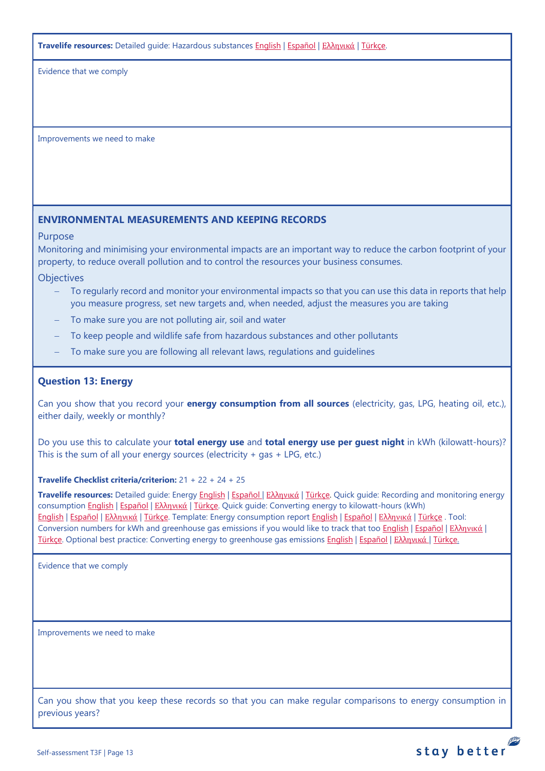**Travelife resources:** Detailed guide: Hazardous substances English | Español | Ελληνικά | Türkçe.

Evidence that we comply

Improvements we need to make

## ENVIRONMENTAL MEASUREMENTS AND KEEPING RECORDS

Purpose

Monitoring and minimising your environmental impacts are an important way to reduce the carbon footprint of your property, to reduce overall pollution and to control the resources your business consumes.

Objectives

- To regularly record and monitor your environmental impacts so that you can use this data in reports that help you measure progress, set new targets and, when needed, adjust the measures you are taking
- To make sure you are not polluting air, soil and water
- To keep people and wildlife safe from hazardous substances and other pollutants
- To make sure you are following all relevant laws, regulations and guidelines

### Question 13: Energy

Can you show that you record your **energy consumption from all sources** (electricity, gas, LPG, heating oil, etc.), either daily, weekly or monthly?

Do you use this to calculate your **total energy use** and **total energy use per guest night** in kWh (kilowatt-hours)? This is the sum of all your energy sources (electricity + gas + LPG, etc.)

**Travelife Checklist criteria/criterion:** 21 + 22 + 24 + 25

**Travelife resources:** Detailed guide: Energy English | Español | Ελληνικά | Türkçe. Quick guide: Recording and monitoring energy consumption English | Español | Ελληνικά | Türkçe. Quick guide: Converting energy to kilowatt-hours (kWh) English | Español | Ελληνικά | Türkçe. Template: Energy consumption report English | Español | Ελληνικά | Türkçe . Tool: Conversion numbers for kWh and greenhouse gas emissions if you would like to track that too English | Español | Ελληνικά | Türkçe. Optional best practice: Converting energy to greenhouse gas emissions English | Español | Ελληνικά | Türkçe.

Evidence that we comply

Improvements we need to make

Can you show that you keep these records so that you can make regular comparisons to energy consumption in previous years?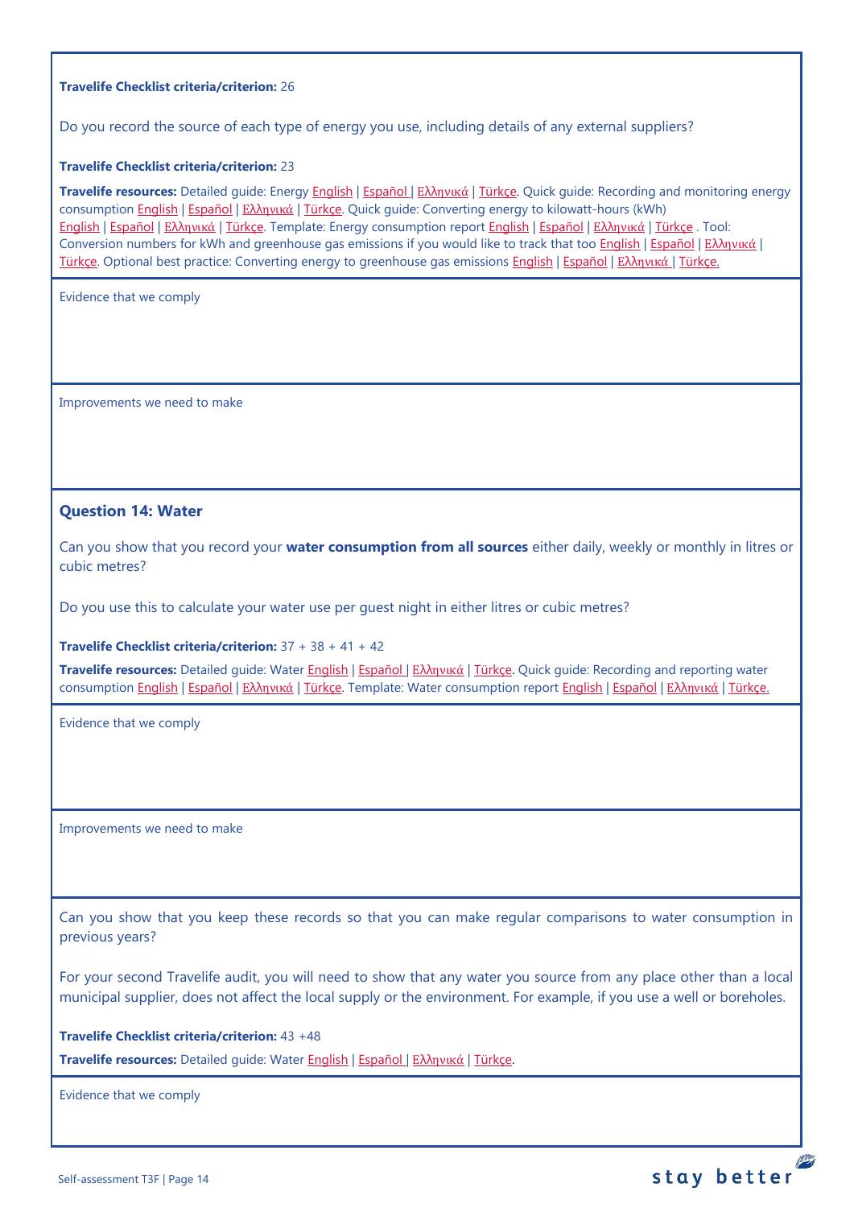**Travelife Checklist criteria/criterion:** 26

Do you record the source of each type of energy you use, including details of any external suppliers?

**Travelife Checklist criteria/criterion:** 23

**Travelife resources:** Detailed guide: Energy English | Español | Ελληνικά | Türkçe. Quick guide: Recording and monitoring energy consumption English | Español | Ελληνικά | Türkçe. Quick guide: Converting energy to kilowatt-hours (kWh) English | Español | Ελληνικά | Türkçe. Template: Energy consumption report English | Español | Ελληνικά | Türkçe . Tool: Conversion numbers for kWh and greenhouse gas emissions if you would like to track that too English | Español | Ελληνικά | Türkçe. Optional best practice: Converting energy to greenhouse gas emissions English | Español | Ελληνικά | Türkçe.

Evidence that we comply

Improvements we need to make

### Question 14: Water

Can you show that you record your **water consumption from all sources** either daily, weekly or monthly in litres or cubic metres?

Do you use this to calculate your water use per guest night in either litres or cubic metres?

**Travelife Checklist criteria/criterion:** 37 + 38 + 41 + 42

**Travelife resources:** Detailed guide: Water English | Español | Ελληνικά | Türkçe. Quick guide: Recording and reporting water consumption English | Español | Ελληνικά | Türkçe. Template: Water consumption report English | Español | Ελληνικά | Türkçe.

Evidence that we comply

Improvements we need to make

Can you show that you keep these records so that you can make regular comparisons to water consumption in previous years?

For your second Travelife audit, you will need to show that any water you source from any place other than a local municipal supplier, does not affect the local supply or the environment. For example, if you use a well or boreholes.

**Travelife Checklist criteria/criterion:** 43 +48

**Travelife resources:** Detailed guide: Water English | Español | Ελληνικά | Türkçe.

Evidence that we comply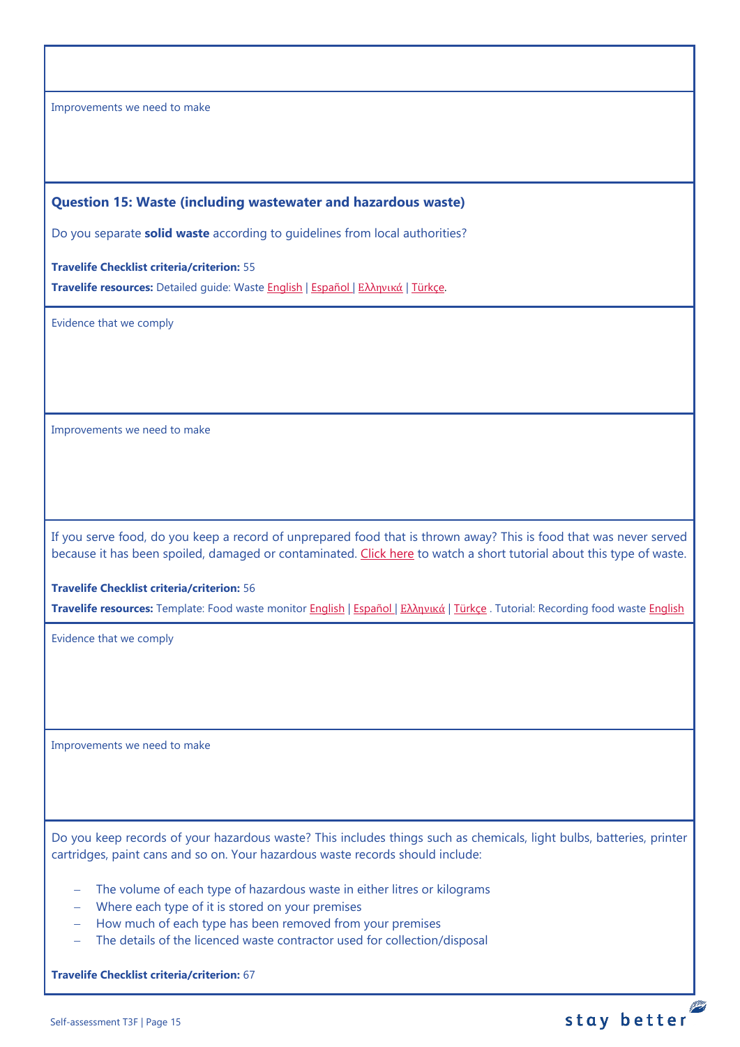Improvements we need to make

### Question 15: Waste (including wastewater and hazardous waste)

Do you separate **solid waste** according to guidelines from local authorities?

**Travelife Checklist criteria/criterion:** 55

**Travelife resources:** Detailed guide: Waste English | Español | Ελληνικά | Türkçe.

Evidence that we comply

Improvements we need to make

If you serve food, do you keep a record of unprepared food that is thrown away? This is food that was never served because it has been spoiled, damaged or contaminated. Click here to watch a short tutorial about this type of waste.

**Travelife Checklist criteria/criterion:** 56

**Travelife resources:** Template: Food waste monitor English | Español | Ελληνικά | Türkçe . Tutorial: Recording food waste English

Evidence that we comply

Improvements we need to make

Do you keep records of your hazardous waste? This includes things such as chemicals, light bulbs, batteries, printer cartridges, paint cans and so on. Your hazardous waste records should include:

- The volume of each type of hazardous waste in either litres or kilograms
- Where each type of it is stored on your premises
- How much of each type has been removed from your premises
- The details of the licenced waste contractor used for collection/disposal

**Travelife Checklist criteria/criterion:** 67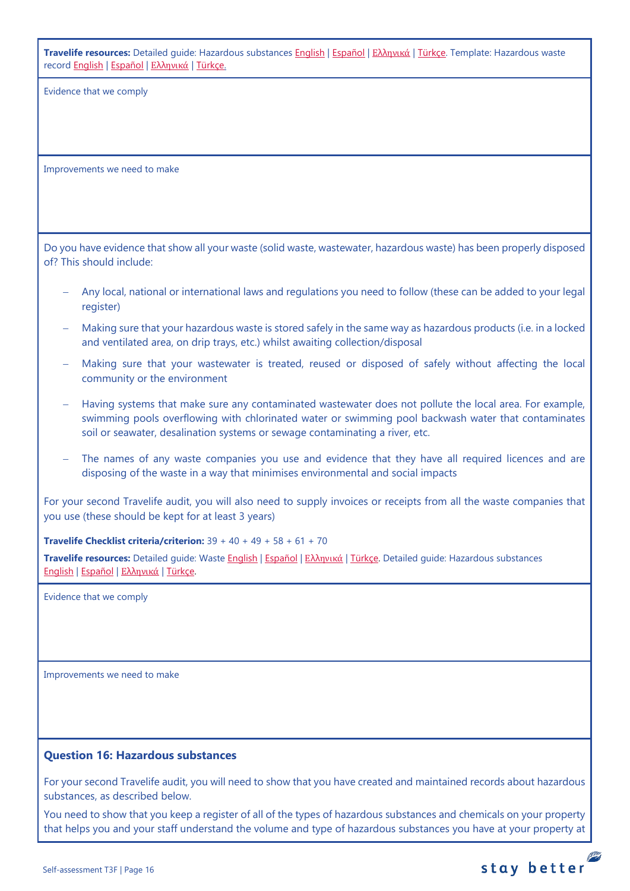**Travelife resources:** Detailed guide: Hazardous substances English | Español | Ελληνικά | Türkçe. Template: Hazardous waste record English | Español | Ελληνικά | Türkçe.

Evidence that we comply

Improvements we need to make

Do you have evidence that show all your waste (solid waste, wastewater, hazardous waste) has been properly disposed of? This should include:

- Any local, national or international laws and regulations you need to follow (these can be added to your legal register)
- Making sure that your hazardous waste is stored safely in the same way as hazardous products (i.e. in a locked and ventilated area, on drip trays, etc.) whilst awaiting collection/disposal
- Making sure that your wastewater is treated, reused or disposed of safely without affecting the local community or the environment
- Having systems that make sure any contaminated wastewater does not pollute the local area. For example, swimming pools overflowing with chlorinated water or swimming pool backwash water that contaminates soil or seawater, desalination systems or sewage contaminating a river, etc.
- The names of any waste companies you use and evidence that they have all required licences and are disposing of the waste in a way that minimises environmental and social impacts

For your second Travelife audit, you will also need to supply invoices or receipts from all the waste companies that you use (these should be kept for at least 3 years)

**Travelife Checklist criteria/criterion:** 39 + 40 + 49 + 58 + 61 + 70

**Travelife resources:** Detailed guide: Waste English | Español | Ελληνικά | Türkçe. Detailed guide: Hazardous substances English | Español | Ελληνικά | Türkçe.

Evidence that we comply

Improvements we need to make

### Question 16: Hazardous substances

For your second Travelife audit, you will need to show that you have created and maintained records about hazardous substances, as described below.

You need to show that you keep a register of all of the types of hazardous substances and chemicals on your property that helps you and your staff understand the volume and type of hazardous substances you have at your property at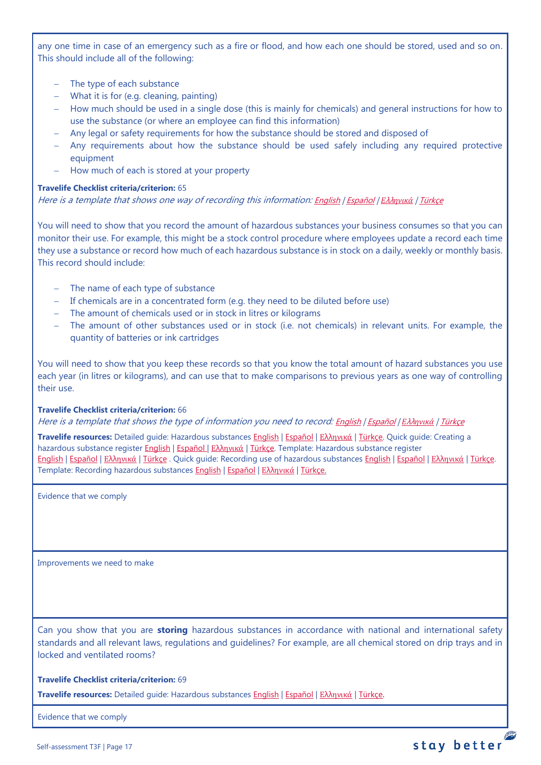any one time in case of an emergency such as a fire or flood, and how each one should be stored, used and so on. This should include all of the following:

- The type of each substance
- What it is for (e.g. cleaning, painting)
- How much should be used in a single dose (this is mainly for chemicals) and general instructions for how to use the substance (or where an employee can find this information)
- Any legal or safety requirements for how the substance should be stored and disposed of
- Any requirements about how the substance should be used safely including any required protective equipment
- How much of each is stored at your property

**Travelife Checklist criteria/criterion:** 65

*Here is a template that shows one way of recording this information: English / Español / Ελληνικά / Türkçe*

You will need to show that you record the amount of hazardous substances your business consumes so that you can monitor their use. For example, this might be a stock control procedure where employees update a record each time they use a substance or record how much of each hazardous substance is in stock on a daily, weekly or monthly basis. This record should include:

- The name of each type of substance
- If chemicals are in a concentrated form (e.g. they need to be diluted before use)
- The amount of chemicals used or in stock in litres or kilograms
- The amount of other substances used or in stock (i.e. not chemicals) in relevant units. For example, the quantity of batteries or ink cartridges

You will need to show that you keep these records so that you know the total amount of hazard substances you use each year (in litres or kilograms), and can use that to make comparisons to previous years as one way of controlling their use.

**Travelife Checklist criteria/criterion:** 66

*Here is a template that shows the type of information you need to record: English / Español / Ελληνικά / Türkçe*

**Travelife resources:** Detailed guide: Hazardous substances English | Español | Ελληνικά | Türkçe. Quick guide: Creating a hazardous substance register English | Español | Ελληνικά | Türkçe. Template: Hazardous substance register English | Español | Ελληνικά | Türkçe . Quick guide: Recording use of hazardous substances English | Español | Ελληνικά | Türkçe. Template: Recording hazardous substances English | Español | Ελληνικά | Türkçe.

Evidence that we comply

Improvements we need to make

Can you show that you are **storing** hazardous substances in accordance with national and international safety standards and all relevant laws, regulations and guidelines? For example, are all chemical stored on drip trays and in locked and ventilated rooms?

**Travelife Checklist criteria/criterion:** 69

**Travelife resources:** Detailed guide: Hazardous substances English | Español | Ελληνικά | Türkçe.

Evidence that we comply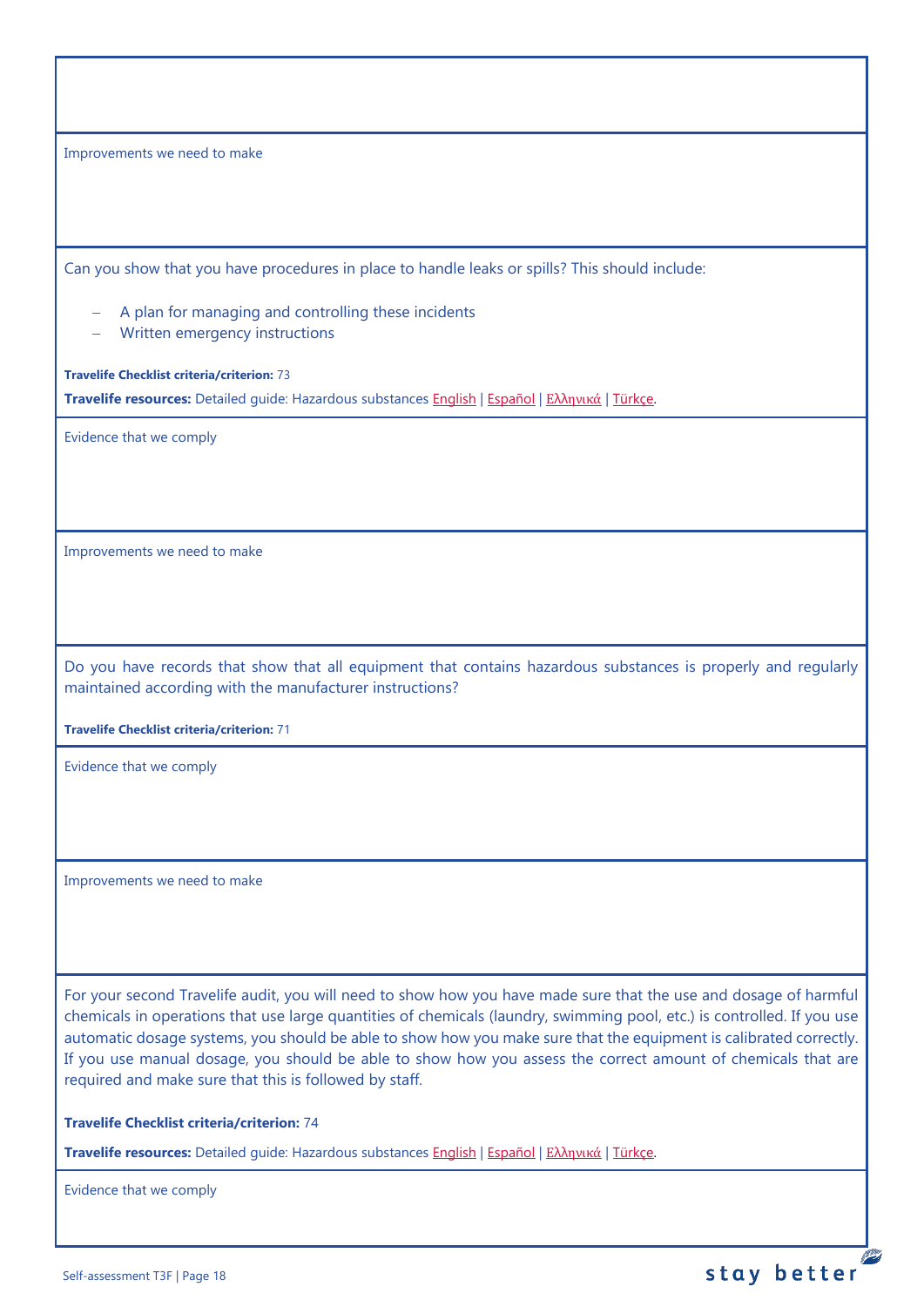Improvements we need to make

Can you show that you have procedures in place to handle leaks or spills? This should include:

- A plan for managing and controlling these incidents
- Written emergency instructions

**Travelife Checklist criteria/criterion:** 73

**Travelife resources:** Detailed guide: Hazardous substances English | Español | Ελληνικά | Türkçe.

Evidence that we comply

Improvements we need to make

Do you have records that show that all equipment that contains hazardous substances is properly and regularly maintained according with the manufacturer instructions?

**Travelife Checklist criteria/criterion:** 71

Evidence that we comply

Improvements we need to make

For your second Travelife audit, you will need to show how you have made sure that the use and dosage of harmful chemicals in operations that use large quantities of chemicals (laundry, swimming pool, etc.) is controlled. If you use automatic dosage systems, you should be able to show how you make sure that the equipment is calibrated correctly. If you use manual dosage, you should be able to show how you assess the correct amount of chemicals that are required and make sure that this is followed by staff.

**Travelife Checklist criteria/criterion:** 74

**Travelife resources:** Detailed guide: Hazardous substances English | Español | Ελληνικά | Türkçe.

Evidence that we comply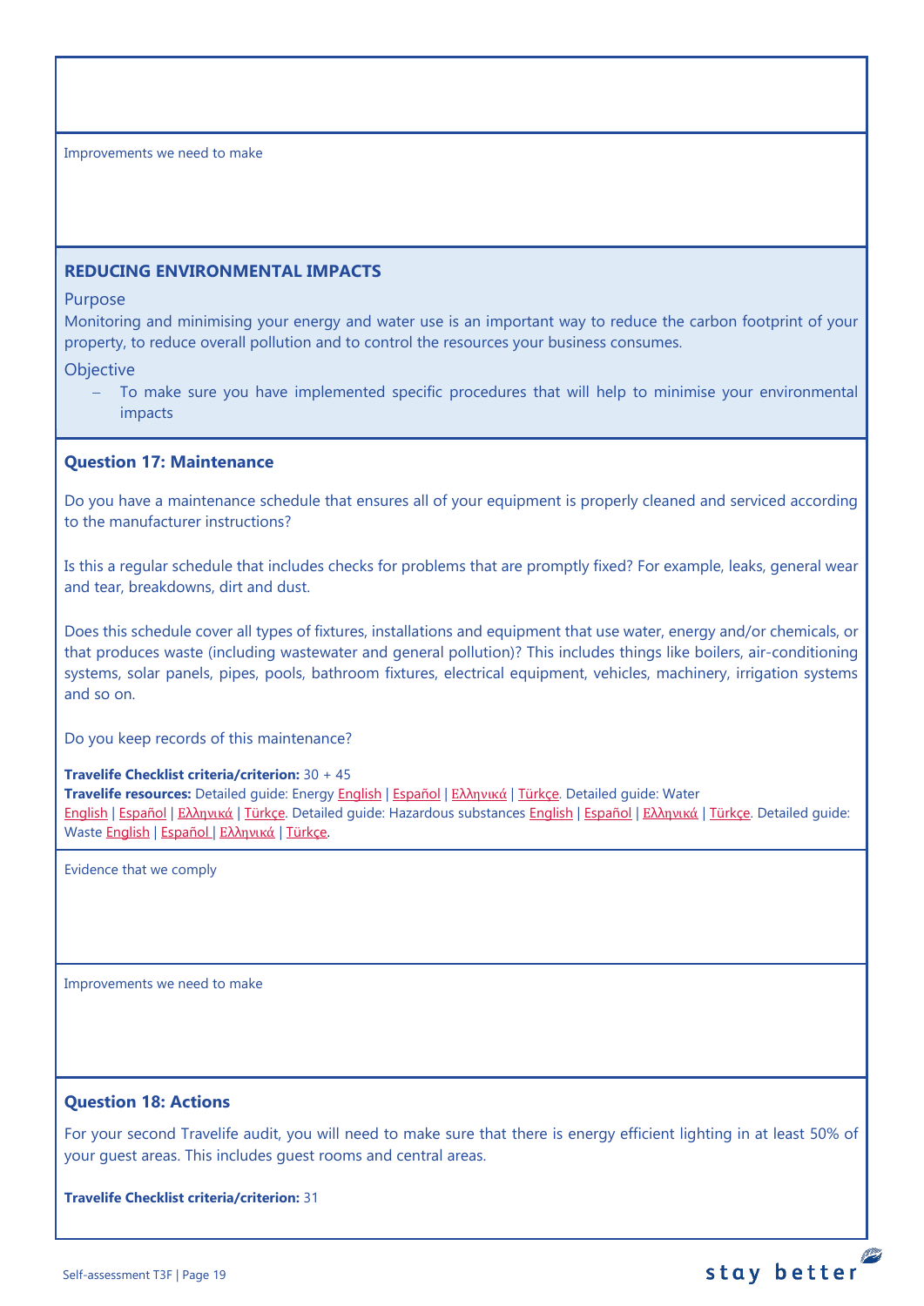Improvements we need to make

## REDUCING ENVIRONMENTAL IMPACTS

Purpose

Monitoring and minimising your energy and water use is an important way to reduce the carbon footprint of your property, to reduce overall pollution and to control the resources your business consumes.

Objective

- To make sure you have implemented specific procedures that will help to minimise your environmental impacts

### Question 17: Maintenance

Do you have a maintenance schedule that ensures all of your equipment is properly cleaned and serviced according to the manufacturer instructions?

Is this a regular schedule that includes checks for problems that are promptly fixed? For example, leaks, general wear and tear, breakdowns, dirt and dust.

Does this schedule cover all types of fixtures, installations and equipment that use water, energy and/or chemicals, or that produces waste (including wastewater and general pollution)? This includes things like boilers, air-conditioning systems, solar panels, pipes, pools, bathroom fixtures, electrical equipment, vehicles, machinery, irrigation systems and so on.

Do you keep records of this maintenance?

**Travelife Checklist criteria/criterion:** 30 + 45

**Travelife resources:** Detailed guide: Energy English | Español | Ελληνικά | Türkçe. Detailed guide: Water English | Español | Ελληνικά | Türkçe. Detailed guide: Hazardous substances English | Español | Ελληνικά | Türkçe. Detailed guide: Waste English | Español | Ελληνικά | Türkçe.

Evidence that we comply

Improvements we need to make

### Question 18: Actions

For your second Travelife audit, you will need to make sure that there is energy efficient lighting in at least 50% of your guest areas. This includes guest rooms and central areas.

**Travelife Checklist criteria/criterion:** 31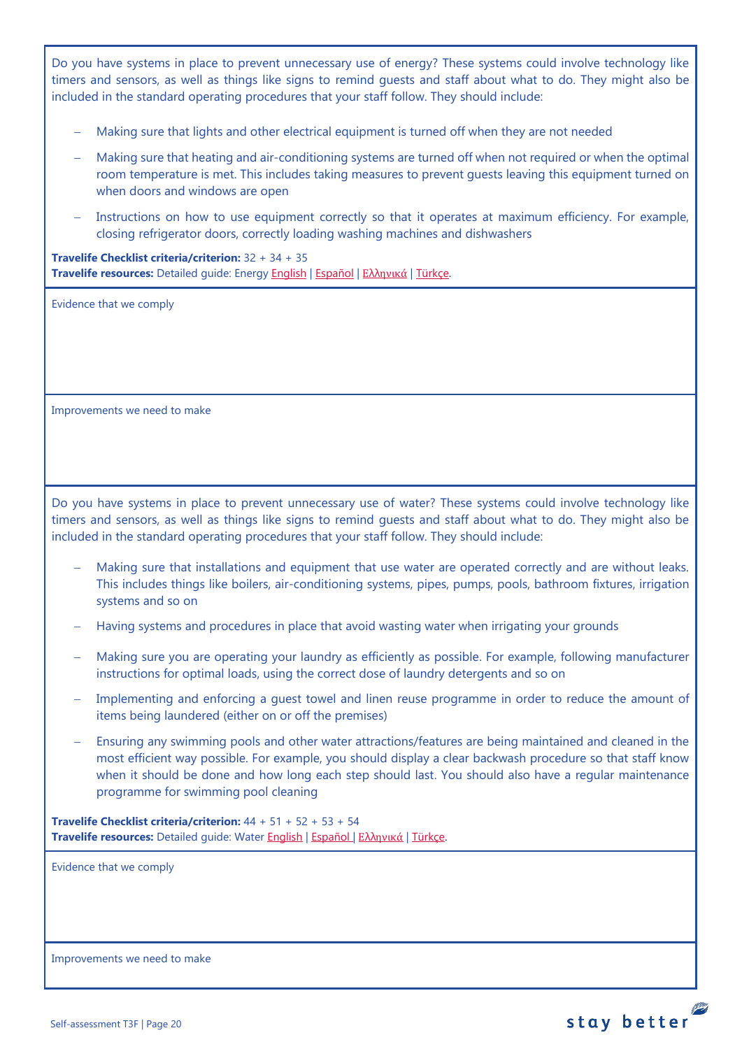Do you have systems in place to prevent unnecessary use of energy? These systems could involve technology like timers and sensors, as well as things like signs to remind guests and staff about what to do. They might also be included in the standard operating procedures that your staff follow. They should include:

- Making sure that lights and other electrical equipment is turned off when they are not needed
- Making sure that heating and air-conditioning systems are turned off when not required or when the optimal room temperature is met. This includes taking measures to prevent guests leaving this equipment turned on when doors and windows are open
- Instructions on how to use equipment correctly so that it operates at maximum efficiency. For example, closing refrigerator doors, correctly loading washing machines and dishwashers

**Travelife Checklist criteria/criterion:** 32 + 34 + 35
**Travelife resources:** Detailed guide: Energy English | Español | Ελληνικά | Türkçe.

Evidence that we comply

Improvements we need to make

Do you have systems in place to prevent unnecessary use of water? These systems could involve technology like timers and sensors, as well as things like signs to remind guests and staff about what to do. They might also be included in the standard operating procedures that your staff follow. They should include:

- Making sure that installations and equipment that use water are operated correctly and are without leaks. This includes things like boilers, air-conditioning systems, pipes, pumps, pools, bathroom fixtures, irrigation systems and so on
- Having systems and procedures in place that avoid wasting water when irrigating your grounds
- Making sure you are operating your laundry as efficiently as possible. For example, following manufacturer instructions for optimal loads, using the correct dose of laundry detergents and so on
- Implementing and enforcing a guest towel and linen reuse programme in order to reduce the amount of items being laundered (either on or off the premises)
- Ensuring any swimming pools and other water attractions/features are being maintained and cleaned in the most efficient way possible. For example, you should display a clear backwash procedure so that staff know when it should be done and how long each step should last. You should also have a regular maintenance programme for swimming pool cleaning

**Travelife Checklist criteria/criterion:** 44 + 51 + 52 + 53 + 54
**Travelife resources:** Detailed guide: Water English | Español | Ελληνικά | Türkçe.

Evidence that we comply

Improvements we need to make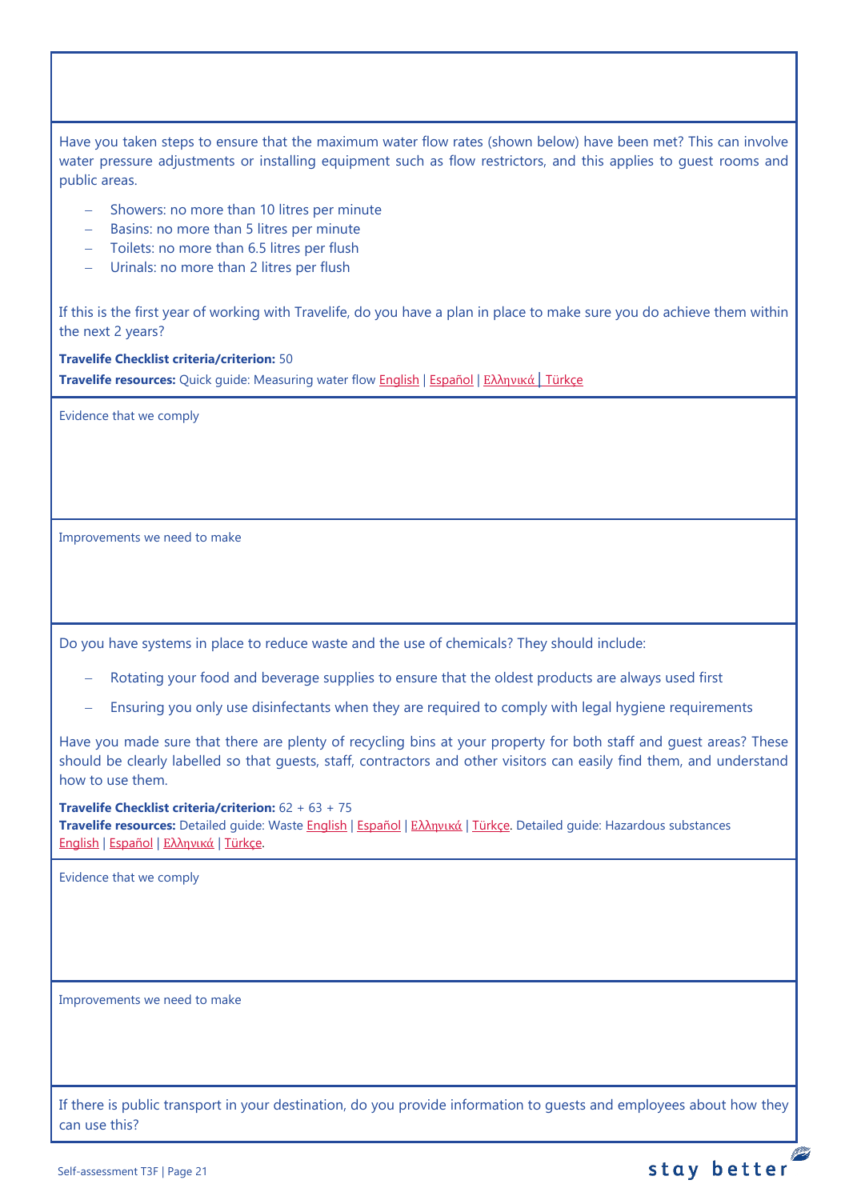Have you taken steps to ensure that the maximum water flow rates (shown below) have been met? This can involve water pressure adjustments or installing equipment such as flow restrictors, and this applies to guest rooms and public areas.

- Showers: no more than 10 litres per minute
- Basins: no more than 5 litres per minute
- Toilets: no more than 6.5 litres per flush
- Urinals: no more than 2 litres per flush

If this is the first year of working with Travelife, do you have a plan in place to make sure you do achieve them within the next 2 years?

**Travelife Checklist criteria/criterion:** 50
**Travelife resources:** Quick guide: Measuring water flow English | Español | Ελληνικά | Türkçe

Evidence that we comply

Improvements we need to make

Do you have systems in place to reduce waste and the use of chemicals? They should include:

- Rotating your food and beverage supplies to ensure that the oldest products are always used first
- Ensuring you only use disinfectants when they are required to comply with legal hygiene requirements

Have you made sure that there are plenty of recycling bins at your property for both staff and guest areas? These should be clearly labelled so that guests, staff, contractors and other visitors can easily find them, and understand how to use them.

**Travelife Checklist criteria/criterion:** 62 + 63 + 75
**Travelife resources:** Detailed guide: Waste English | Español | Ελληνικά | Türkçe. Detailed guide: Hazardous substances English | Español | Ελληνικά | Türkçe.

Evidence that we comply

Improvements we need to make

If there is public transport in your destination, do you provide information to guests and employees about how they can use this?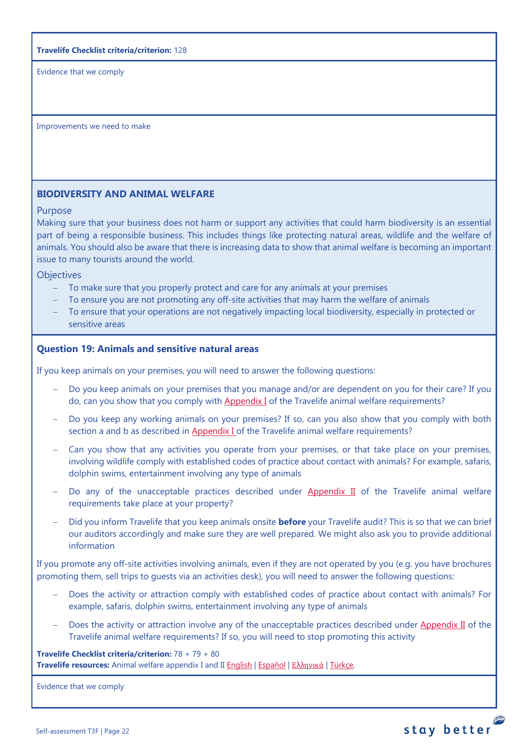**Travelife Checklist criteria/criterion:** 128

Evidence that we comply

Improvements we need to make

## BIODIVERSITY AND ANIMAL WELFARE

### Purpose

Making sure that your business does not harm or support any activities that could harm biodiversity is an essential part of being a responsible business. This includes things like protecting natural areas, wildlife and the welfare of animals. You should also be aware that there is increasing data to show that animal welfare is becoming an important issue to many tourists around the world.

### Objectives

- To make sure that you properly protect and care for any animals at your premises
- To ensure you are not promoting any off-site activities that may harm the welfare of animals
- To ensure that your operations are not negatively impacting local biodiversity, especially in protected or sensitive areas

### Question 19: Animals and sensitive natural areas

If you keep animals on your premises, you will need to answer the following questions:

- Do you keep animals on your premises that you manage and/or are dependent on you for their care? If you do, can you show that you comply with Appendix I of the Travelife animal welfare requirements?
- Do you keep any working animals on your premises? If so, can you also show that you comply with both section a and b as described in Appendix I of the Travelife animal welfare requirements?
- Can you show that any activities you operate from your premises, or that take place on your premises, involving wildlife comply with established codes of practice about contact with animals? For example, safaris, dolphin swims, entertainment involving any type of animals
- Do any of the unacceptable practices described under Appendix II of the Travelife animal welfare requirements take place at your property?
- Did you inform Travelife that you keep animals onsite **before** your Travelife audit? This is so that we can brief our auditors accordingly and make sure they are well prepared. We might also ask you to provide additional information

If you promote any off-site activities involving animals, even if they are not operated by you (e.g. you have brochures promoting them, sell trips to guests via an activities desk), you will need to answer the following questions:

- Does the activity or attraction comply with established codes of practice about contact with animals? For example, safaris, dolphin swims, entertainment involving any type of animals
- Does the activity or attraction involve any of the unacceptable practices described under Appendix II of the Travelife animal welfare requirements? If so, you will need to stop promoting this activity

**Travelife Checklist criteria/criterion:** 78 + 79 + 80
**Travelife resources:** Animal welfare appendix I and II English | Español | Ελληνικά | Türkçe.

Evidence that we comply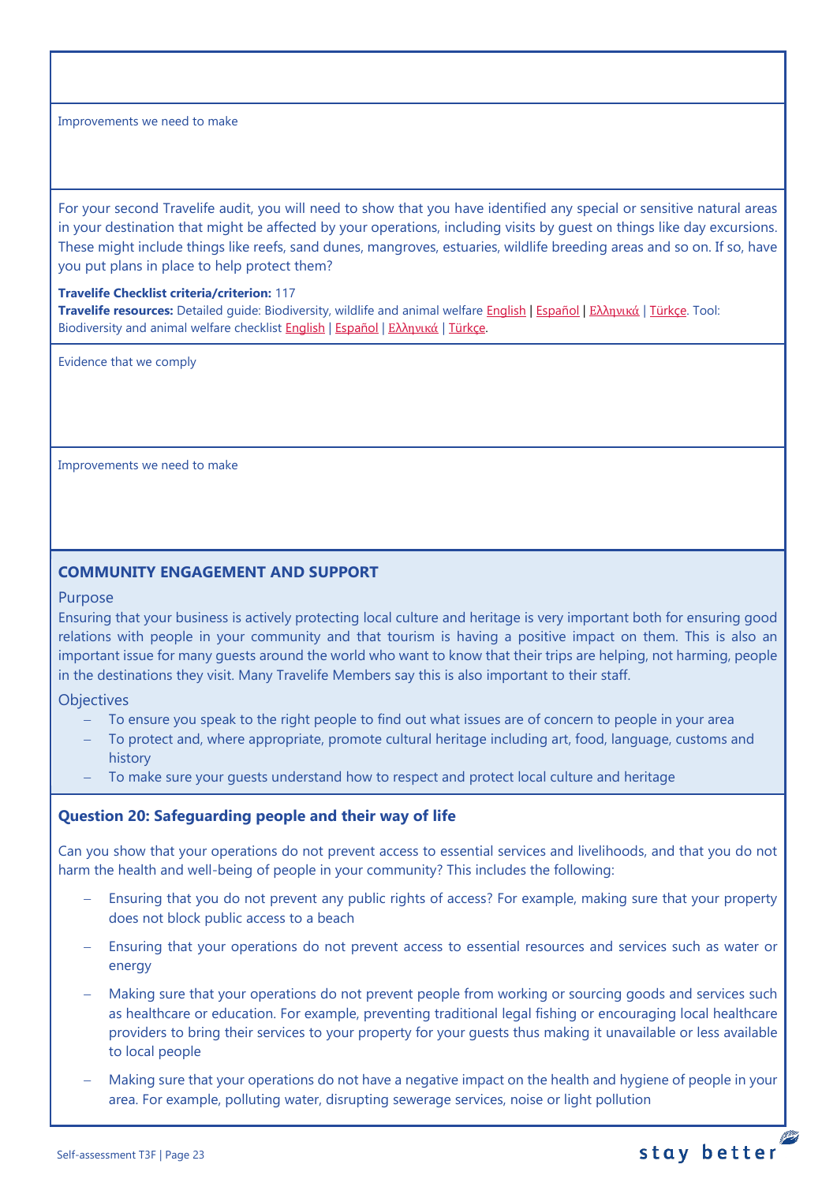Improvements we need to make

For your second Travelife audit, you will need to show that you have identified any special or sensitive natural areas in your destination that might be affected by your operations, including visits by guest on things like day excursions. These might include things like reefs, sand dunes, mangroves, estuaries, wildlife breeding areas and so on. If so, have you put plans in place to help protect them?

**Travelife Checklist criteria/criterion:** 117
**Travelife resources:** Detailed guide: Biodiversity, wildlife and animal welfare English | Español | Ελληνικά | Türkçe. Tool: Biodiversity and animal welfare checklist English | Español | Ελληνικά | Türkçe.

Evidence that we comply

Improvements we need to make

### COMMUNITY ENGAGEMENT AND SUPPORT

Purpose

Ensuring that your business is actively protecting local culture and heritage is very important both for ensuring good relations with people in your community and that tourism is having a positive impact on them. This is also an important issue for many guests around the world who want to know that their trips are helping, not harming, people in the destinations they visit. Many Travelife Members say this is also important to their staff.

Objectives

- To ensure you speak to the right people to find out what issues are of concern to people in your area
- To protect and, where appropriate, promote cultural heritage including art, food, language, customs and history
- To make sure your guests understand how to respect and protect local culture and heritage

### Question 20: Safeguarding people and their way of life

Can you show that your operations do not prevent access to essential services and livelihoods, and that you do not harm the health and well-being of people in your community? This includes the following:

- Ensuring that you do not prevent any public rights of access? For example, making sure that your property does not block public access to a beach
- Ensuring that your operations do not prevent access to essential resources and services such as water or energy
- Making sure that your operations do not prevent people from working or sourcing goods and services such as healthcare or education. For example, preventing traditional legal fishing or encouraging local healthcare providers to bring their services to your property for your guests thus making it unavailable or less available to local people
- Making sure that your operations do not have a negative impact on the health and hygiene of people in your area. For example, polluting water, disrupting sewerage services, noise or light pollution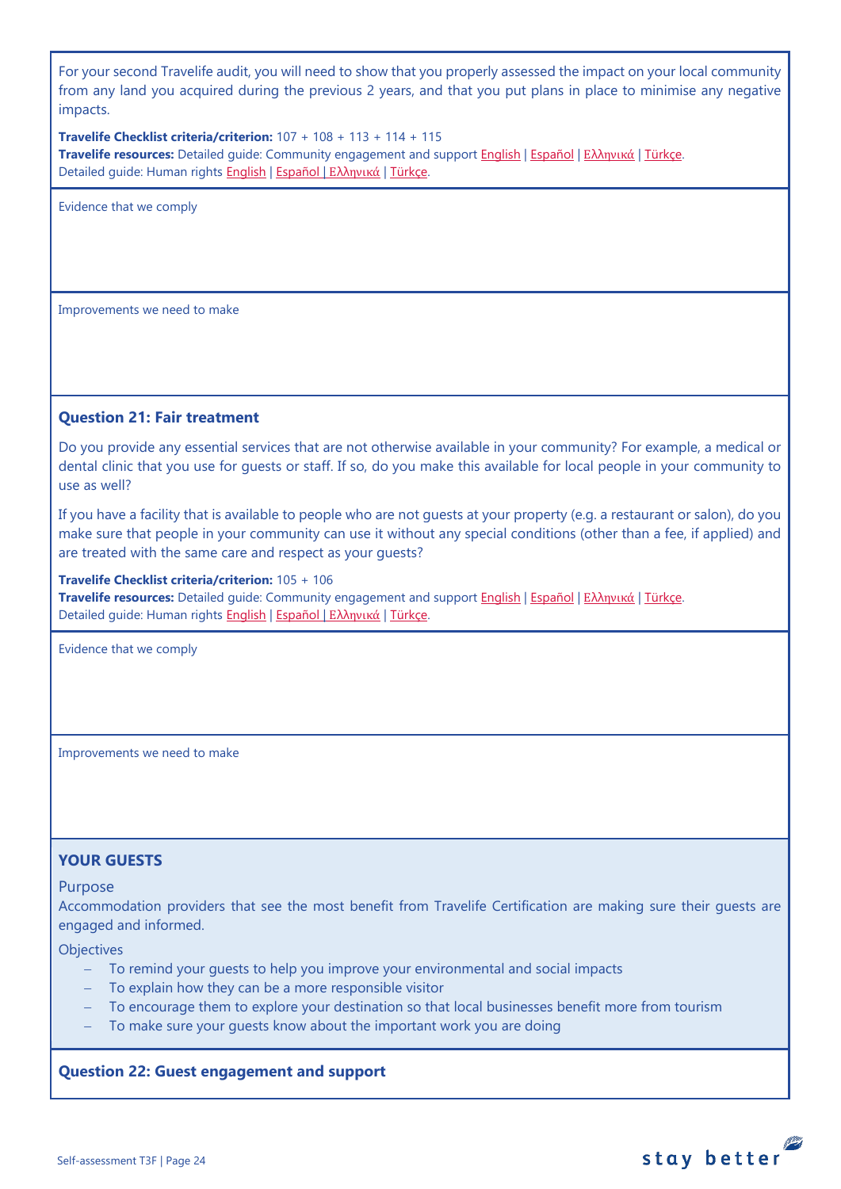For your second Travelife audit, you will need to show that you properly assessed the impact on your local community from any land you acquired during the previous 2 years, and that you put plans in place to minimise any negative impacts.

**Travelife Checklist criteria/criterion:** 107 + 108 + 113 + 114 + 115
**Travelife resources:** Detailed guide: Community engagement and support English | Español | Ελληνικά | Türkçe.
Detailed guide: Human rights English | Español | Ελληνικά | Türkçe.

Evidence that we comply

Improvements we need to make

### Question 21: Fair treatment

Do you provide any essential services that are not otherwise available in your community? For example, a medical or dental clinic that you use for guests or staff. If so, do you make this available for local people in your community to use as well?

If you have a facility that is available to people who are not guests at your property (e.g. a restaurant or salon), do you make sure that people in your community can use it without any special conditions (other than a fee, if applied) and are treated with the same care and respect as your guests?

**Travelife Checklist criteria/criterion:** 105 + 106
**Travelife resources:** Detailed guide: Community engagement and support English | Español | Ελληνικά | Türkçe.
Detailed guide: Human rights English | Español | Ελληνικά | Türkçe.

Evidence that we comply

Improvements we need to make

## YOUR GUESTS

Purpose
Accommodation providers that see the most benefit from Travelife Certification are making sure their guests are engaged and informed.

Objectives

- To remind your guests to help you improve your environmental and social impacts
- To explain how they can be a more responsible visitor
- To encourage them to explore your destination so that local businesses benefit more from tourism
- To make sure your guests know about the important work you are doing

### Question 22: Guest engagement and support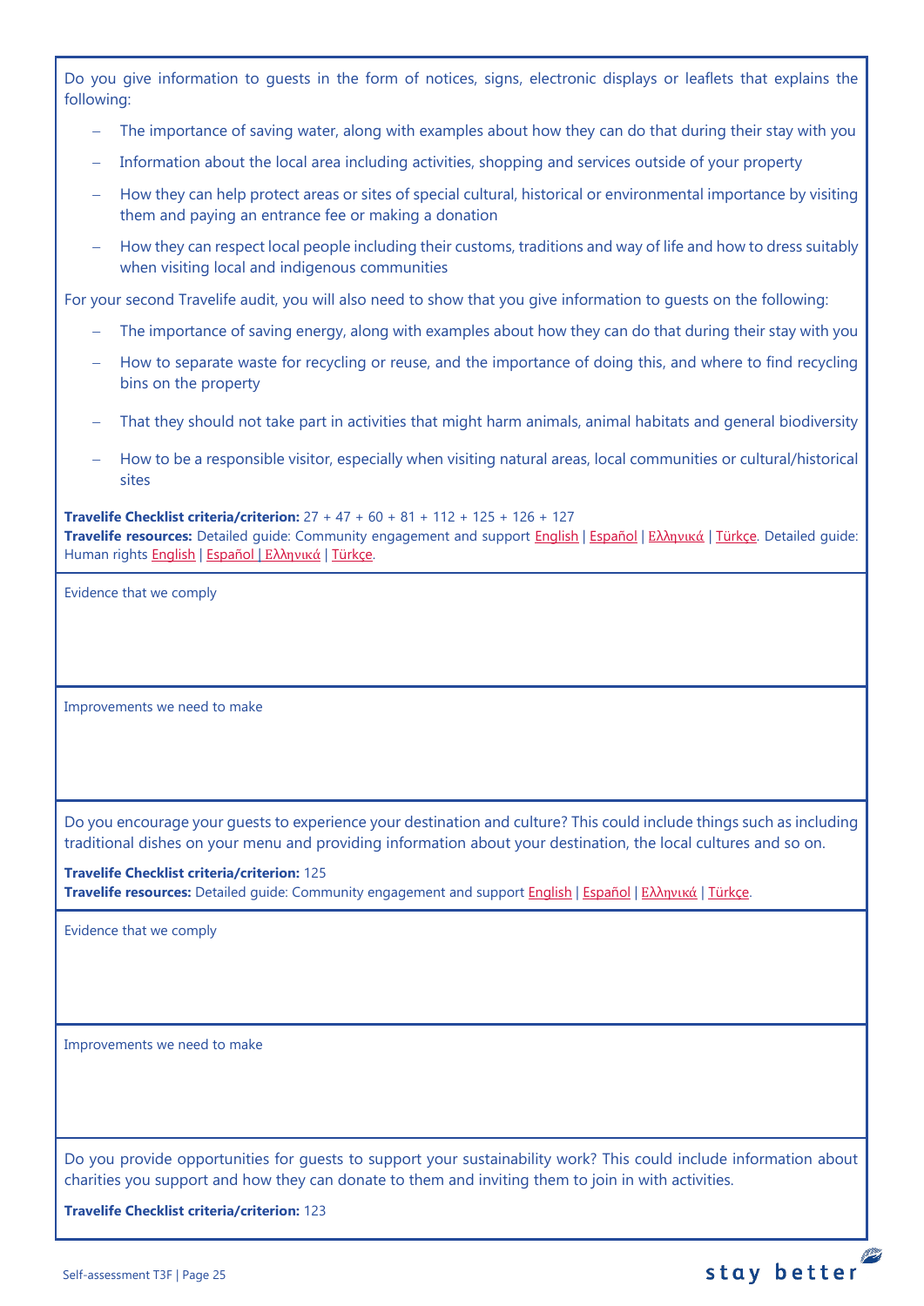Do you give information to guests in the form of notices, signs, electronic displays or leaflets that explains the following:

- The importance of saving water, along with examples about how they can do that during their stay with you
- Information about the local area including activities, shopping and services outside of your property
- How they can help protect areas or sites of special cultural, historical or environmental importance by visiting them and paying an entrance fee or making a donation
- How they can respect local people including their customs, traditions and way of life and how to dress suitably when visiting local and indigenous communities

For your second Travelife audit, you will also need to show that you give information to guests on the following:

- The importance of saving energy, along with examples about how they can do that during their stay with you
- How to separate waste for recycling or reuse, and the importance of doing this, and where to find recycling bins on the property
- That they should not take part in activities that might harm animals, animal habitats and general biodiversity
- How to be a responsible visitor, especially when visiting natural areas, local communities or cultural/historical sites

**Travelife Checklist criteria/criterion:** 27 + 47 + 60 + 81 + 112 + 125 + 126 + 127
**Travelife resources:** Detailed guide: Community engagement and support English | Español | Ελληνικά | Türkçe. Detailed guide: Human rights English | Español | Ελληνικά | Türkçe.

Evidence that we comply

Improvements we need to make

Do you encourage your guests to experience your destination and culture? This could include things such as including traditional dishes on your menu and providing information about your destination, the local cultures and so on.

**Travelife Checklist criteria/criterion:** 125
**Travelife resources:** Detailed guide: Community engagement and support English | Español | Ελληνικά | Türkçe.

Evidence that we comply

Improvements we need to make

Do you provide opportunities for guests to support your sustainability work? This could include information about charities you support and how they can donate to them and inviting them to join in with activities.

**Travelife Checklist criteria/criterion:** 123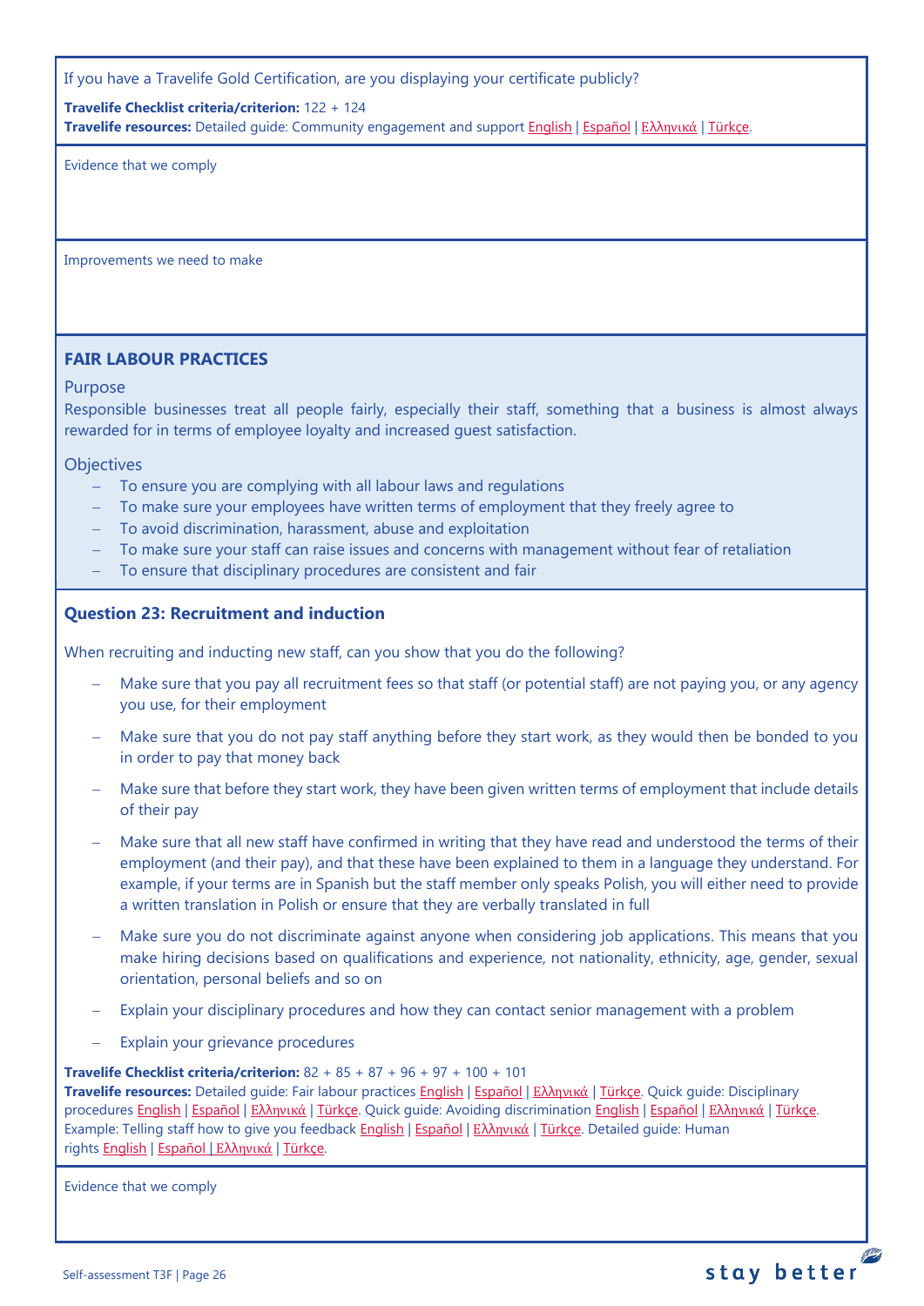If you have a Travelife Gold Certification, are you displaying your certificate publicly?

**Travelife Checklist criteria/criterion:** 122 + 124
**Travelife resources:** Detailed guide: Community engagement and support English | Español | Ελληνικά | Türkçe.

Evidence that we comply

Improvements we need to make

## FAIR LABOUR PRACTICES

### Purpose

Responsible businesses treat all people fairly, especially their staff, something that a business is almost always rewarded for in terms of employee loyalty and increased guest satisfaction.

### Objectives

- To ensure you are complying with all labour laws and regulations
- To make sure your employees have written terms of employment that they freely agree to
- To avoid discrimination, harassment, abuse and exploitation
- To make sure your staff can raise issues and concerns with management without fear of retaliation
- To ensure that disciplinary procedures are consistent and fair

### Question 23: Recruitment and induction

When recruiting and inducting new staff, can you show that you do the following?

- Make sure that you pay all recruitment fees so that staff (or potential staff) are not paying you, or any agency you use, for their employment
- Make sure that you do not pay staff anything before they start work, as they would then be bonded to you in order to pay that money back
- Make sure that before they start work, they have been given written terms of employment that include details of their pay
- Make sure that all new staff have confirmed in writing that they have read and understood the terms of their employment (and their pay), and that these have been explained to them in a language they understand. For example, if your terms are in Spanish but the staff member only speaks Polish, you will either need to provide a written translation in Polish or ensure that they are verbally translated in full
- Make sure you do not discriminate against anyone when considering job applications. This means that you make hiring decisions based on qualifications and experience, not nationality, ethnicity, age, gender, sexual orientation, personal beliefs and so on
- Explain your disciplinary procedures and how they can contact senior management with a problem
- Explain your grievance procedures

**Travelife Checklist criteria/criterion:** 82 + 85 + 87 + 96 + 97 + 100 + 101
**Travelife resources:** Detailed guide: Fair labour practices English | Español | Ελληνικά | Türkçe. Quick guide: Disciplinary procedures English | Español | Ελληνικά | Türkçe. Quick guide: Avoiding discrimination English | Español | Ελληνικά | Türkçe. Example: Telling staff how to give you feedback English | Español | Ελληνικά | Türkçe. Detailed guide: Human rights English | Español | Ελληνικά | Türkçe.

Evidence that we comply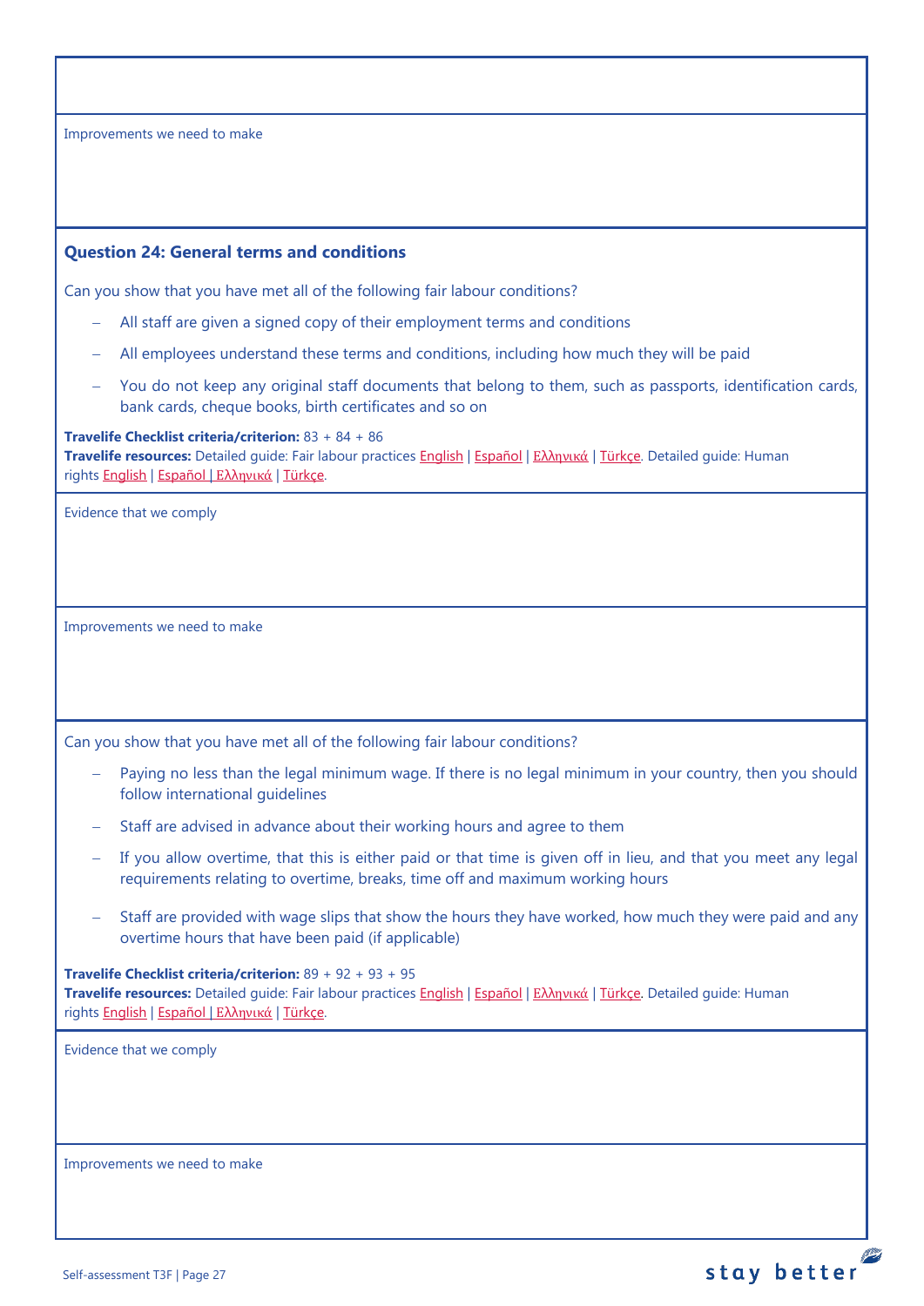Improvements we need to make

### Question 24: General terms and conditions

Can you show that you have met all of the following fair labour conditions?

- All staff are given a signed copy of their employment terms and conditions
- All employees understand these terms and conditions, including how much they will be paid
- You do not keep any original staff documents that belong to them, such as passports, identification cards, bank cards, cheque books, birth certificates and so on

**Travelife Checklist criteria/criterion:** 83 + 84 + 86
**Travelife resources:** Detailed guide: Fair labour practices English | Español | Ελληνικά | Türkçe. Detailed guide: Human rights English | Español | Ελληνικά | Türkçe.

Evidence that we comply

Improvements we need to make

Can you show that you have met all of the following fair labour conditions?

- Paying no less than the legal minimum wage. If there is no legal minimum in your country, then you should follow international guidelines
- Staff are advised in advance about their working hours and agree to them
- If you allow overtime, that this is either paid or that time is given off in lieu, and that you meet any legal requirements relating to overtime, breaks, time off and maximum working hours
- Staff are provided with wage slips that show the hours they have worked, how much they were paid and any overtime hours that have been paid (if applicable)

**Travelife Checklist criteria/criterion:** 89 + 92 + 93 + 95
**Travelife resources:** Detailed guide: Fair labour practices English | Español | Ελληνικά | Türkçe. Detailed guide: Human rights English | Español | Ελληνικά | Türkçe.

Evidence that we comply

Improvements we need to make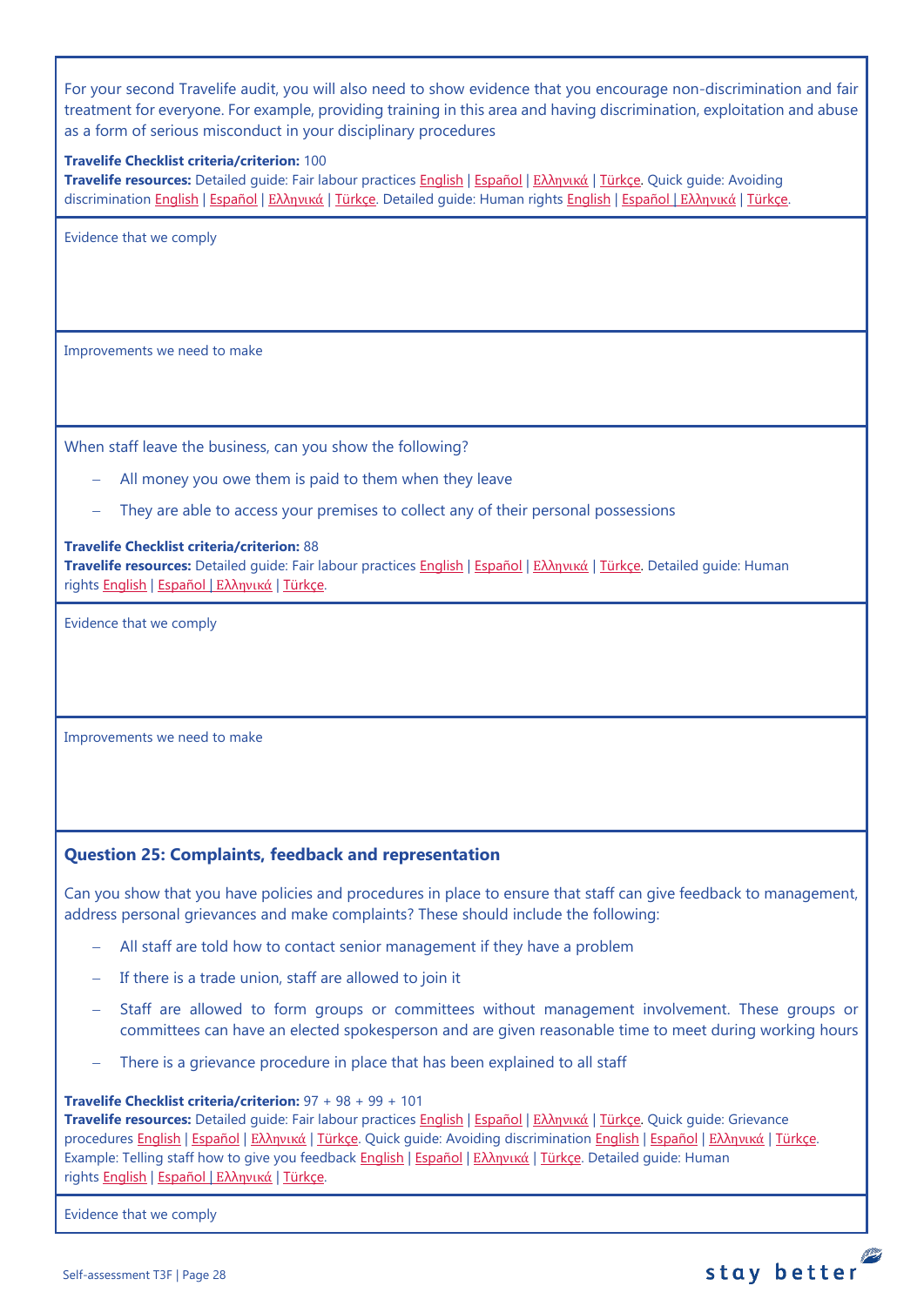For your second Travelife audit, you will also need to show evidence that you encourage non-discrimination and fair treatment for everyone. For example, providing training in this area and having discrimination, exploitation and abuse as a form of serious misconduct in your disciplinary procedures

**Travelife Checklist criteria/criterion:** 100
**Travelife resources:** Detailed guide: Fair labour practices English | Español | Ελληνικά | Türkçe. Quick guide: Avoiding discrimination English | Español | Ελληνικά | Türkçe. Detailed guide: Human rights English | Español | Ελληνικά | Türkçe.

Evidence that we comply

Improvements we need to make

When staff leave the business, can you show the following?

- All money you owe them is paid to them when they leave
- They are able to access your premises to collect any of their personal possessions

**Travelife Checklist criteria/criterion:** 88
**Travelife resources:** Detailed guide: Fair labour practices English | Español | Ελληνικά | Türkçe. Detailed guide: Human rights English | Español | Ελληνικά | Türkçe.

Evidence that we comply

Improvements we need to make

### Question 25: Complaints, feedback and representation

Can you show that you have policies and procedures in place to ensure that staff can give feedback to management, address personal grievances and make complaints? These should include the following:

- All staff are told how to contact senior management if they have a problem
- If there is a trade union, staff are allowed to join it
- Staff are allowed to form groups or committees without management involvement. These groups or committees can have an elected spokesperson and are given reasonable time to meet during working hours
- There is a grievance procedure in place that has been explained to all staff

**Travelife Checklist criteria/criterion:** 97 + 98 + 99 + 101
**Travelife resources:** Detailed guide: Fair labour practices English | Español | Ελληνικά | Türkçe. Quick guide: Grievance procedures English | Español | Ελληνικά | Türkçe. Quick guide: Avoiding discrimination English | Español | Ελληνικά | Türkçe. Example: Telling staff how to give you feedback English | Español | Ελληνικά | Türkçe. Detailed guide: Human rights English | Español | Ελληνικά | Türkçe.

Evidence that we comply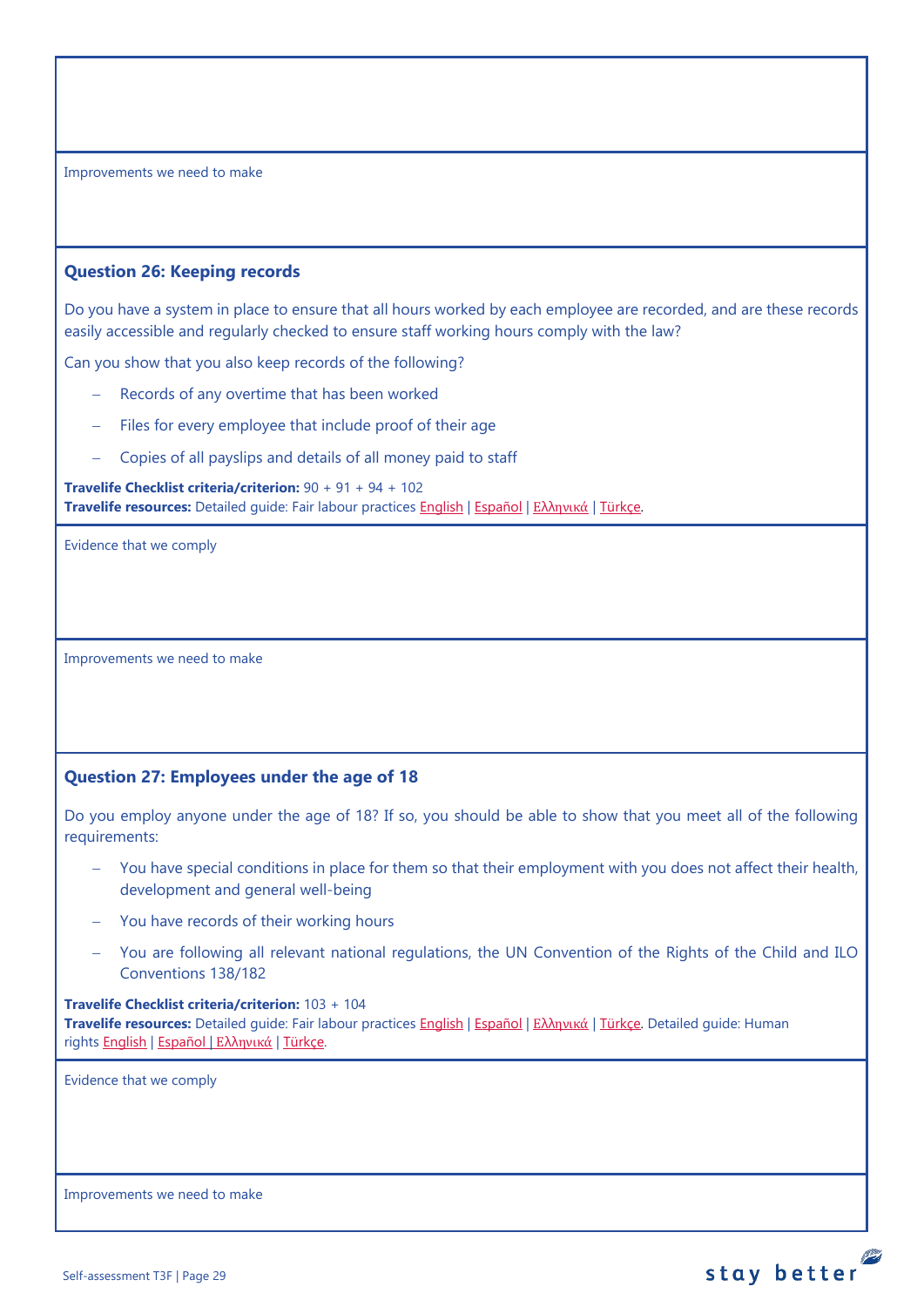Improvements we need to make

### Question 26: Keeping records

Do you have a system in place to ensure that all hours worked by each employee are recorded, and are these records easily accessible and regularly checked to ensure staff working hours comply with the law?

Can you show that you also keep records of the following?

- Records of any overtime that has been worked
- Files for every employee that include proof of their age
- Copies of all payslips and details of all money paid to staff

**Travelife Checklist criteria/criterion:** 90 + 91 + 94 + 102
**Travelife resources:** Detailed guide: Fair labour practices English | Español | Ελληνικά | Türkçe.

Evidence that we comply

Improvements we need to make

### Question 27: Employees under the age of 18

Do you employ anyone under the age of 18? If so, you should be able to show that you meet all of the following requirements:

- You have special conditions in place for them so that their employment with you does not affect their health, development and general well-being
- You have records of their working hours
- You are following all relevant national regulations, the UN Convention of the Rights of the Child and ILO Conventions 138/182

**Travelife Checklist criteria/criterion:** 103 + 104
**Travelife resources:** Detailed guide: Fair labour practices English | Español | Ελληνικά | Türkçe. Detailed guide: Human rights English | Español | Ελληνικά | Türkçe.

Evidence that we comply

Improvements we need to make